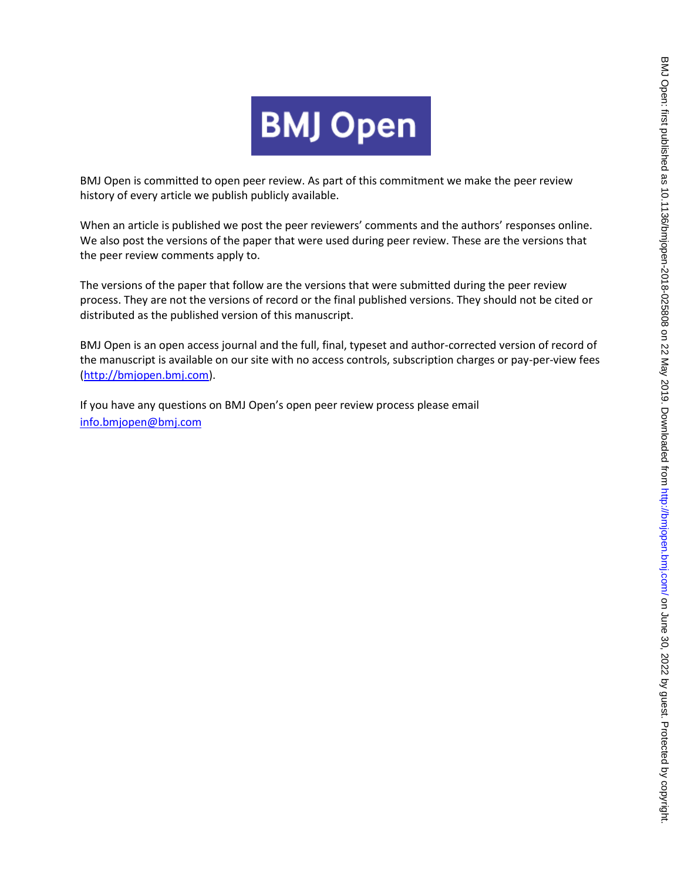# BMJ Open

BMJ Open is committed to open peer review. As part of this commitment we make the peer review history of every article we publish publicly available.

When an article is published we post the peer reviewers' comments and the authors' responses online. We also post the versions of the paper that were used during peer review. These are the versions that the peer review comments apply to.

The versions of the paper that follow are the versions that were submitted during the peer review process. They are not the versions of record or the final published versions. They should not be cited or distributed as the published version of this manuscript.

BMJ Open is an open access journal and the full, final, typeset and author-corrected version of record of the manuscript is available on our site with no access controls, subscription charges or pay-per-view fees (http://bmjopen.bmj.com).

If you have any questions on BMJ Open's open peer review process please email info.bmjopen@bmj.com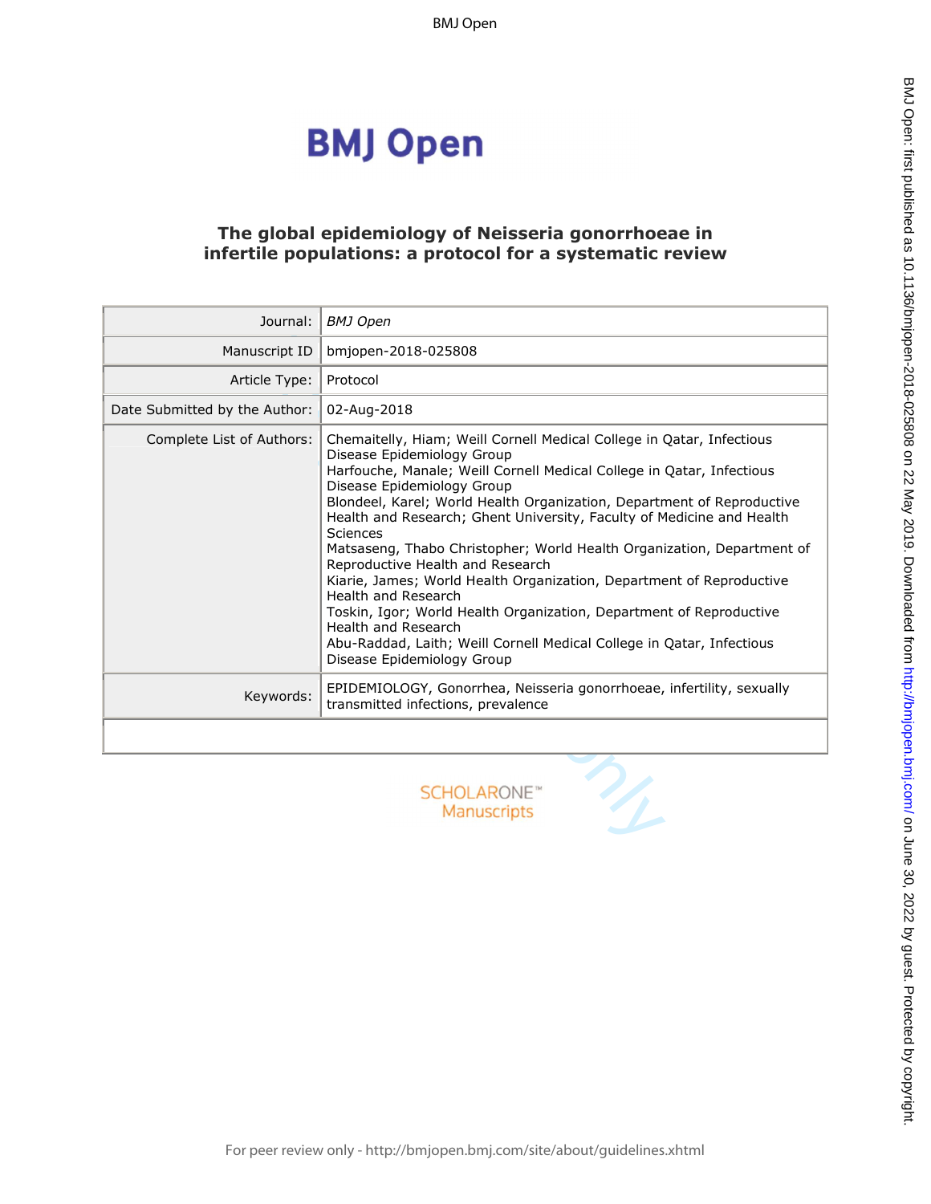# The global epidemiology of Neisseria gonorrhoeae in infertile populations: a protocol for a systematic review

| | |
|---|---|
| Journal: | *BMJ Open* |
| Manuscript ID | bmjopen-2018-025808 |
| Article Type: | Protocol |
| Date Submitted by the Author: | 02-Aug-2018 |
| Complete List of Authors: | Chemaitelly, Hiam; Weill Cornell Medical College in Qatar, Infectious Disease Epidemiology Group<br>Harfouche, Manale; Weill Cornell Medical College in Qatar, Infectious Disease Epidemiology Group<br>Blondeel, Karel; World Health Organization, Department of Reproductive Health and Research; Ghent University, Faculty of Medicine and Health Sciences<br>Matsaseng, Thabo Christopher; World Health Organization, Department of Reproductive Health and Research<br>Kiarie, James; World Health Organization, Department of Reproductive Health and Research<br>Toskin, Igor; World Health Organization, Department of Reproductive Health and Research<br>Abu-Raddad, Laith; Weill Cornell Medical College in Qatar, Infectious Disease Epidemiology Group |
| Keywords: | EPIDEMIOLOGY, Gonorrhea, Neisseria gonorrhoeae, infertility, sexually transmitted infections, prevalence |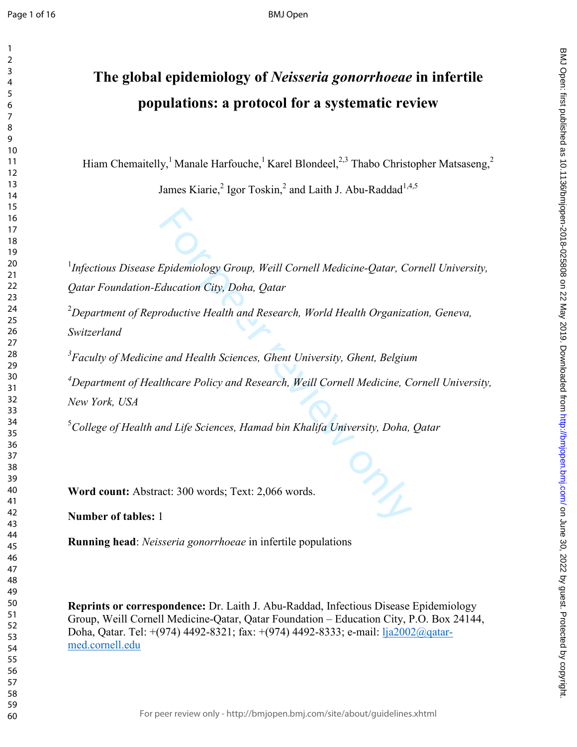# The global epidemiology of *Neisseria gonorrhoeae* in infertile populations: a protocol for a systematic review

Hiam Chemaitelly,[1] Manale Harfouche,[1] Karel Blondeel,[2,3] Thabo Christopher Matsaseng,[2] James Kiarie,[2] Igor Toskin,[2] and Laith J. Abu-Raddad[1,4,5]

[1]*Infectious Disease Epidemiology Group, Weill Cornell Medicine-Qatar, Cornell University, Qatar Foundation-Education City, Doha, Qatar*

[2]*Department of Reproductive Health and Research, World Health Organization, Geneva, Switzerland*

[3]*Faculty of Medicine and Health Sciences, Ghent University, Ghent, Belgium*

[4]*Department of Healthcare Policy and Research, Weill Cornell Medicine, Cornell University, New York, USA*

[5]*College of Health and Life Sciences, Hamad bin Khalifa University, Doha, Qatar*

**Word count:** Abstract: 300 words; Text: 2,066 words.

**Number of tables:** 1

**Running head**: *Neisseria gonorrhoeae* in infertile populations

**Reprints or correspondence:** Dr. Laith J. Abu-Raddad, Infectious Disease Epidemiology Group, Weill Cornell Medicine-Qatar, Qatar Foundation – Education City, P.O. Box 24144, Doha, Qatar. Tel: +(974) 4492-8321; fax: +(974) 4492-8333; e-mail: lja2002@qatar-med.cornell.edu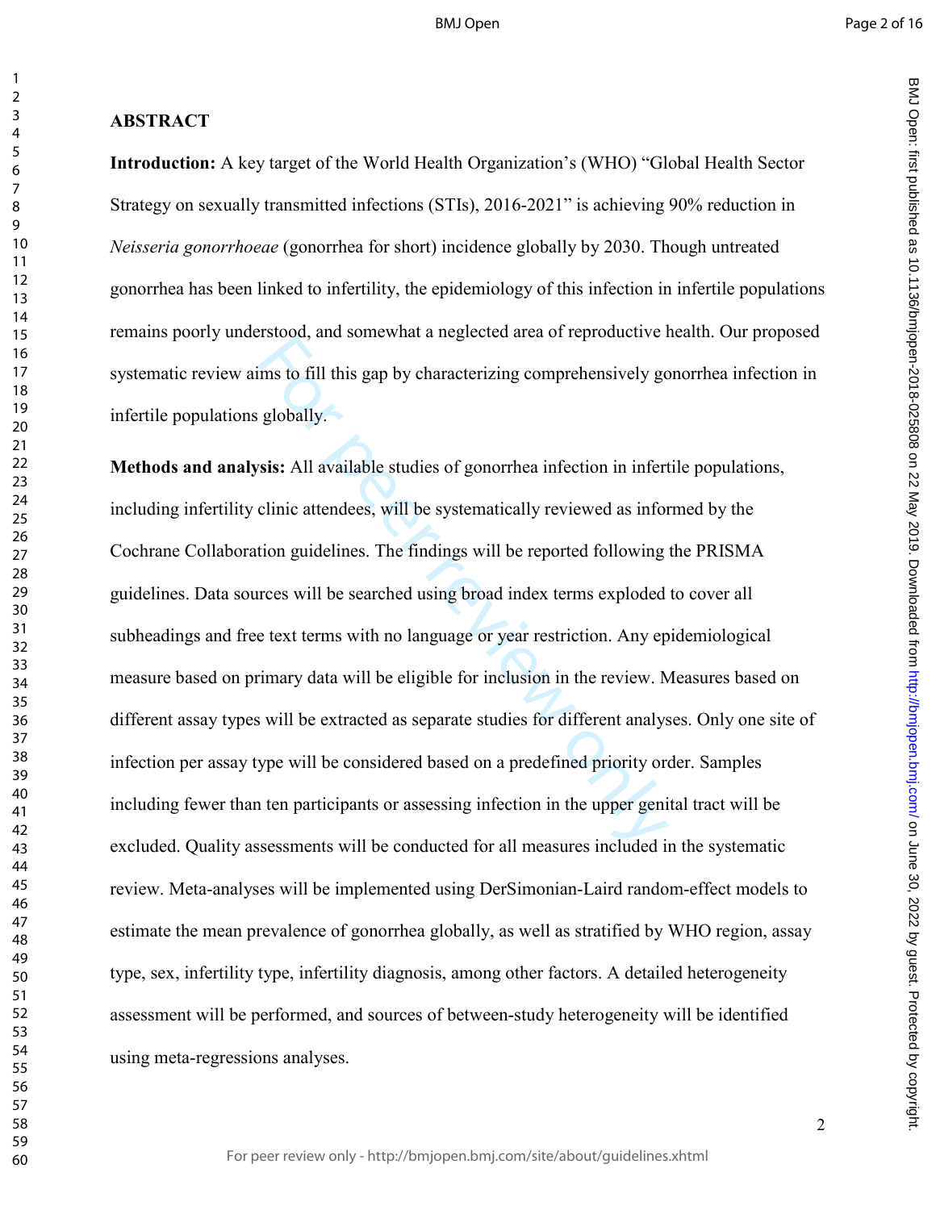## ABSTRACT

**Introduction:** A key target of the World Health Organization's (WHO) "Global Health Sector Strategy on sexually transmitted infections (STIs), 2016-2021" is achieving 90% reduction in *Neisseria gonorrhoeae* (gonorrhea for short) incidence globally by 2030. Though untreated gonorrhea has been linked to infertility, the epidemiology of this infection in infertile populations remains poorly understood, and somewhat a neglected area of reproductive health. Our proposed systematic review aims to fill this gap by characterizing comprehensively gonorrhea infection in infertile populations globally.

**Methods and analysis:** All available studies of gonorrhea infection in infertile populations, including infertility clinic attendees, will be systematically reviewed as informed by the Cochrane Collaboration guidelines. The findings will be reported following the PRISMA guidelines. Data sources will be searched using broad index terms exploded to cover all subheadings and free text terms with no language or year restriction. Any epidemiological measure based on primary data will be eligible for inclusion in the review. Measures based on different assay types will be extracted as separate studies for different analyses. Only one site of infection per assay type will be considered based on a predefined priority order. Samples including fewer than ten participants or assessing infection in the upper genital tract will be excluded. Quality assessments will be conducted for all measures included in the systematic review. Meta-analyses will be implemented using DerSimonian-Laird random-effect models to estimate the mean prevalence of gonorrhea globally, as well as stratified by WHO region, assay type, sex, infertility type, infertility diagnosis, among other factors. A detailed heterogeneity assessment will be performed, and sources of between-study heterogeneity will be identified using meta-regressions analyses.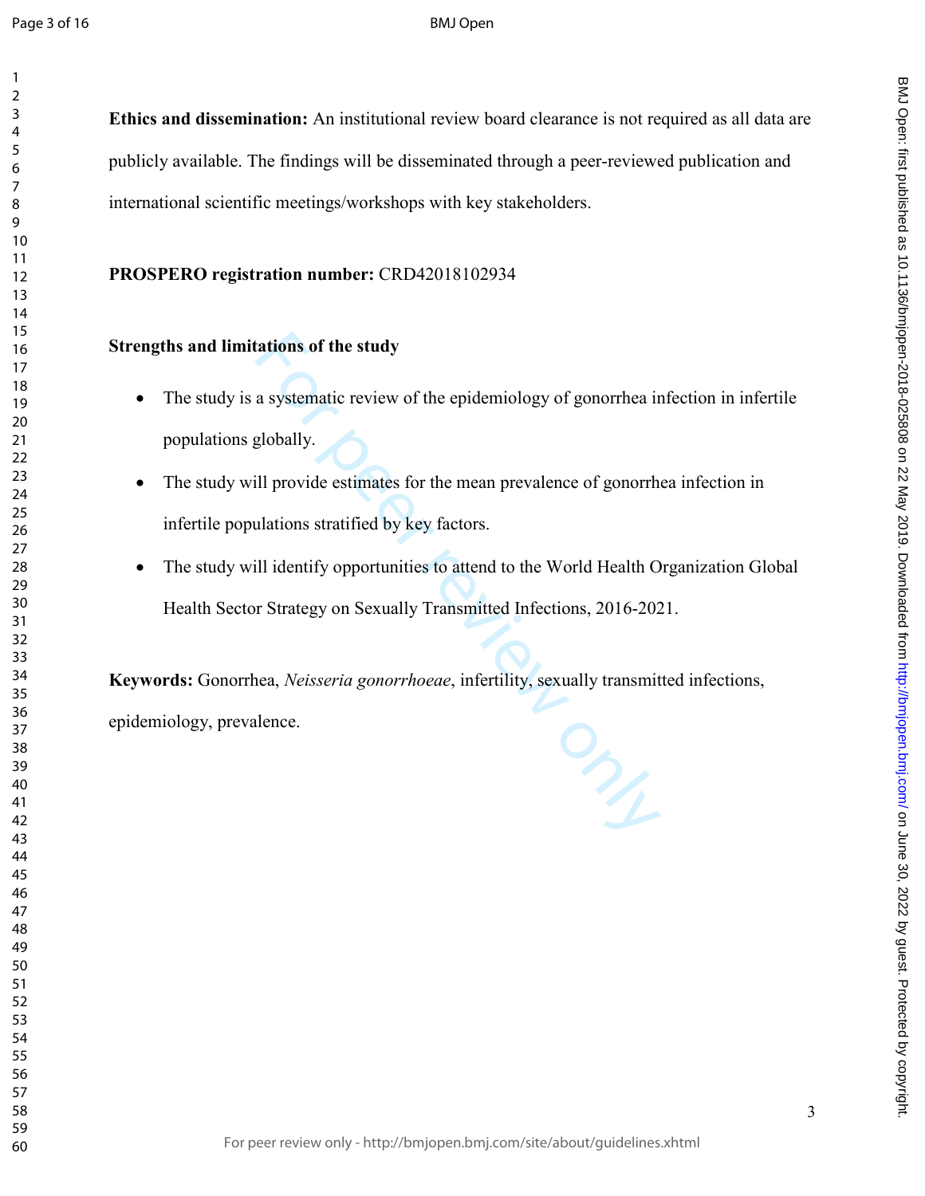**Ethics and dissemination:** An institutional review board clearance is not required as all data are publicly available. The findings will be disseminated through a peer-reviewed publication and international scientific meetings/workshops with key stakeholders.

**PROSPERO registration number:** CRD42018102934

**Strengths and limitations of the study**

- The study is a systematic review of the epidemiology of gonorrhea infection in infertile populations globally.
- The study will provide estimates for the mean prevalence of gonorrhea infection in infertile populations stratified by key factors.
- The study will identify opportunities to attend to the World Health Organization Global Health Sector Strategy on Sexually Transmitted Infections, 2016-2021.

**Keywords:** Gonorrhea, *Neisseria gonorrhoeae*, infertility, sexually transmitted infections, epidemiology, prevalence.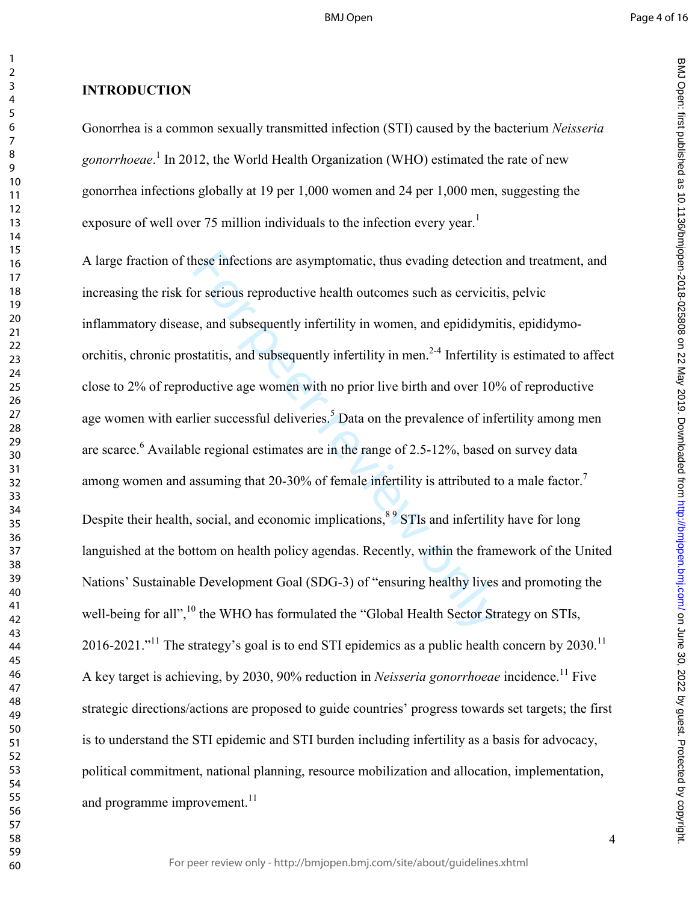## INTRODUCTION

Gonorrhea is a common sexually transmitted infection (STI) caused by the bacterium *Neisseria gonorrhoeae*.[1] In 2012, the World Health Organization (WHO) estimated the rate of new gonorrhea infections globally at 19 per 1,000 women and 24 per 1,000 men, suggesting the exposure of well over 75 million individuals to the infection every year.[1]

A large fraction of these infections are asymptomatic, thus evading detection and treatment, and increasing the risk for serious reproductive health outcomes such as cervicitis, pelvic inflammatory disease, and subsequently infertility in women, and epididymitis, epididymo-orchitis, chronic prostatitis, and subsequently infertility in men.[2-4] Infertility is estimated to affect close to 2% of reproductive age women with no prior live birth and over 10% of reproductive age women with earlier successful deliveries.[5] Data on the prevalence of infertility among men are scarce.[6] Available regional estimates are in the range of 2.5-12%, based on survey data among women and assuming that 20-30% of female infertility is attributed to a male factor.[7]

Despite their health, social, and economic implications,[8 9] STIs and infertility have for long languished at the bottom on health policy agendas. Recently, within the framework of the United Nations' Sustainable Development Goal (SDG-3) of "ensuring healthy lives and promoting the well-being for all",[10] the WHO has formulated the "Global Health Sector Strategy on STIs, 2016-2021."[11] The strategy's goal is to end STI epidemics as a public health concern by 2030.[11] A key target is achieving, by 2030, 90% reduction in *Neisseria gonorrhoeae* incidence.[11] Five strategic directions/actions are proposed to guide countries' progress towards set targets; the first is to understand the STI epidemic and STI burden including infertility as a basis for advocacy, political commitment, national planning, resource mobilization and allocation, implementation, and programme improvement.[11]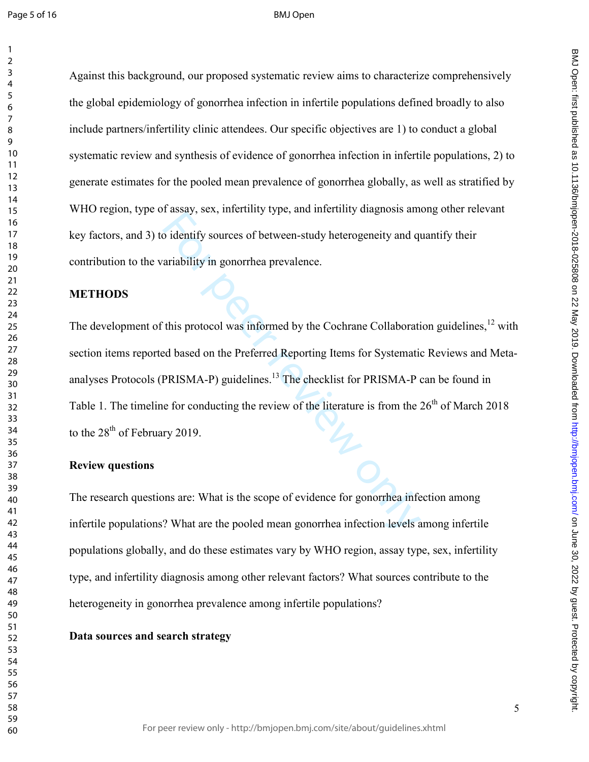Against this background, our proposed systematic review aims to characterize comprehensively the global epidemiology of gonorrhea infection in infertile populations defined broadly to also include partners/infertility clinic attendees. Our specific objectives are 1) to conduct a global systematic review and synthesis of evidence of gonorrhea infection in infertile populations, 2) to generate estimates for the pooled mean prevalence of gonorrhea globally, as well as stratified by WHO region, type of assay, sex, infertility type, and infertility diagnosis among other relevant key factors, and 3) to identify sources of between-study heterogeneity and quantify their contribution to the variability in gonorrhea prevalence.

## METHODS

The development of this protocol was informed by the Cochrane Collaboration guidelines,[12] with section items reported based on the Preferred Reporting Items for Systematic Reviews and Meta-analyses Protocols (PRISMA-P) guidelines.[13] The checklist for PRISMA-P can be found in Table 1. The timeline for conducting the review of the literature is from the 26th of March 2018 to the 28th of February 2019.

### Review questions

The research questions are: What is the scope of evidence for gonorrhea infection among infertile populations? What are the pooled mean gonorrhea infection levels among infertile populations globally, and do these estimates vary by WHO region, assay type, sex, infertility type, and infertility diagnosis among other relevant factors? What sources contribute to the heterogeneity in gonorrhea prevalence among infertile populations?

### Data sources and search strategy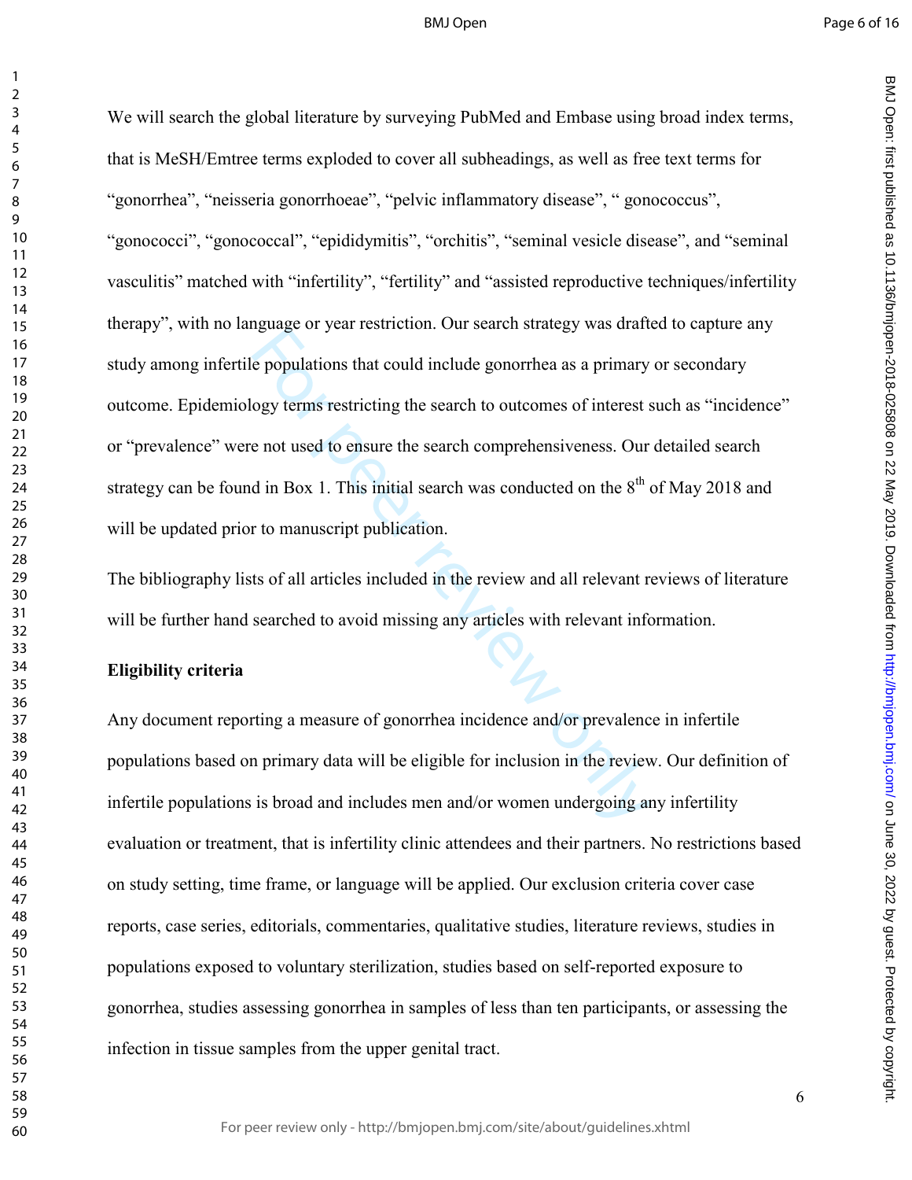We will search the global literature by surveying PubMed and Embase using broad index terms, that is MeSH/Emtree terms exploded to cover all subheadings, as well as free text terms for "gonorrhea", "neisseria gonorrhoeae", "pelvic inflammatory disease", " gonococcus", "gonococci", "gonococcal", "epididymitis", "orchitis", "seminal vesicle disease", and "seminal vasculitis" matched with "infertility", "fertility" and "assisted reproductive techniques/infertility therapy", with no language or year restriction. Our search strategy was drafted to capture any study among infertile populations that could include gonorrhea as a primary or secondary outcome. Epidemiology terms restricting the search to outcomes of interest such as "incidence" or "prevalence" were not used to ensure the search comprehensiveness. Our detailed search strategy can be found in Box 1. This initial search was conducted on the 8th of May 2018 and will be updated prior to manuscript publication.

The bibliography lists of all articles included in the review and all relevant reviews of literature will be further hand searched to avoid missing any articles with relevant information.

**Eligibility criteria**

Any document reporting a measure of gonorrhea incidence and/or prevalence in infertile populations based on primary data will be eligible for inclusion in the review. Our definition of infertile populations is broad and includes men and/or women undergoing any infertility evaluation or treatment, that is infertility clinic attendees and their partners. No restrictions based on study setting, time frame, or language will be applied. Our exclusion criteria cover case reports, case series, editorials, commentaries, qualitative studies, literature reviews, studies in populations exposed to voluntary sterilization, studies based on self-reported exposure to gonorrhea, studies assessing gonorrhea in samples of less than ten participants, or assessing the infection in tissue samples from the upper genital tract.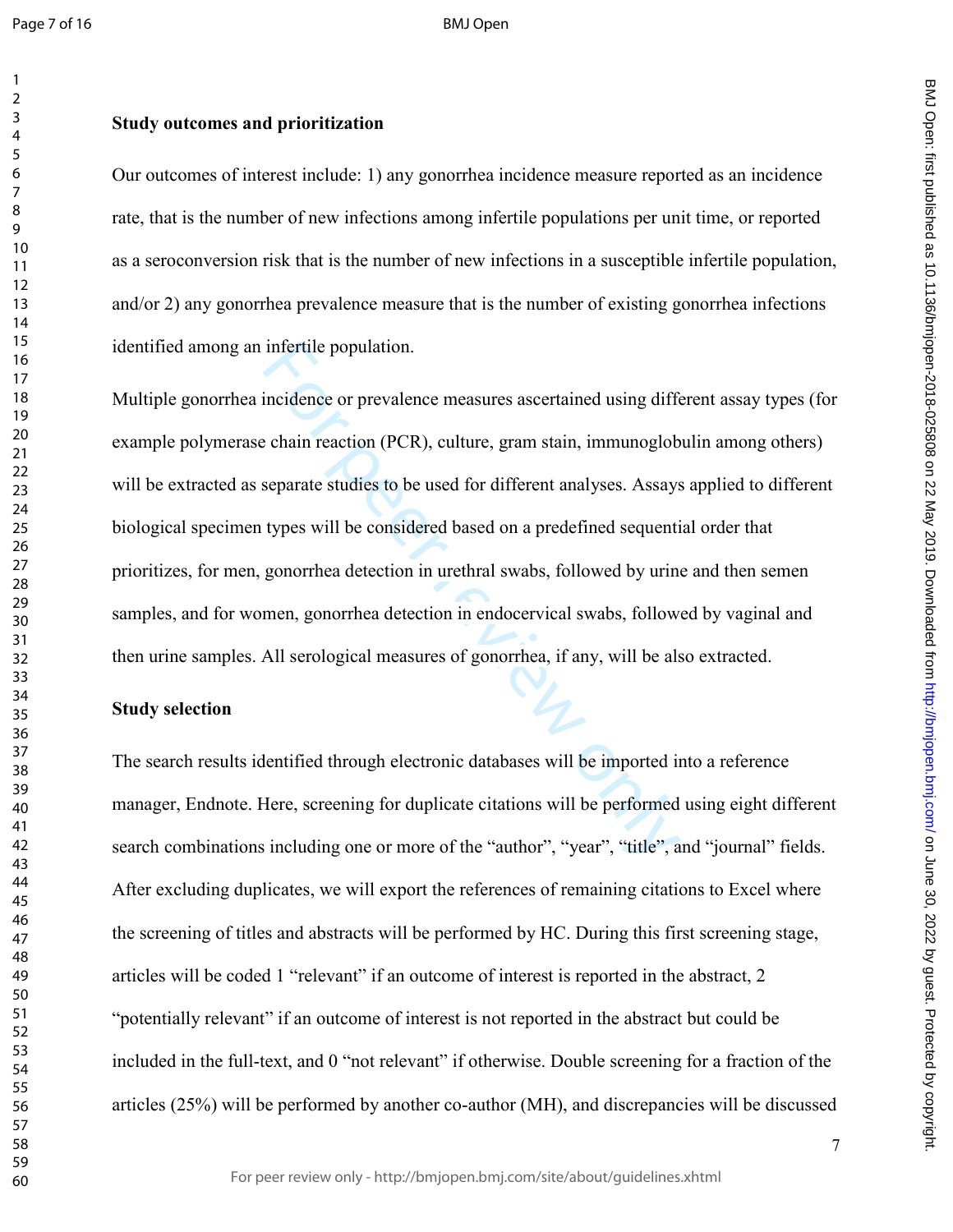**Study outcomes and prioritization**

Our outcomes of interest include: 1) any gonorrhea incidence measure reported as an incidence rate, that is the number of new infections among infertile populations per unit time, or reported as a seroconversion risk that is the number of new infections in a susceptible infertile population, and/or 2) any gonorrhea prevalence measure that is the number of existing gonorrhea infections identified among an infertile population.

Multiple gonorrhea incidence or prevalence measures ascertained using different assay types (for example polymerase chain reaction (PCR), culture, gram stain, immunoglobulin among others) will be extracted as separate studies to be used for different analyses. Assays applied to different biological specimen types will be considered based on a predefined sequential order that prioritizes, for men, gonorrhea detection in urethral swabs, followed by urine and then semen samples, and for women, gonorrhea detection in endocervical swabs, followed by vaginal and then urine samples. All serological measures of gonorrhea, if any, will be also extracted.

**Study selection**

The search results identified through electronic databases will be imported into a reference manager, Endnote. Here, screening for duplicate citations will be performed using eight different search combinations including one or more of the "author", "year", "title", and "journal" fields. After excluding duplicates, we will export the references of remaining citations to Excel where the screening of titles and abstracts will be performed by HC. During this first screening stage, articles will be coded 1 "relevant" if an outcome of interest is reported in the abstract, 2 "potentially relevant" if an outcome of interest is not reported in the abstract but could be included in the full-text, and 0 "not relevant" if otherwise. Double screening for a fraction of the articles (25%) will be performed by another co-author (MH), and discrepancies will be discussed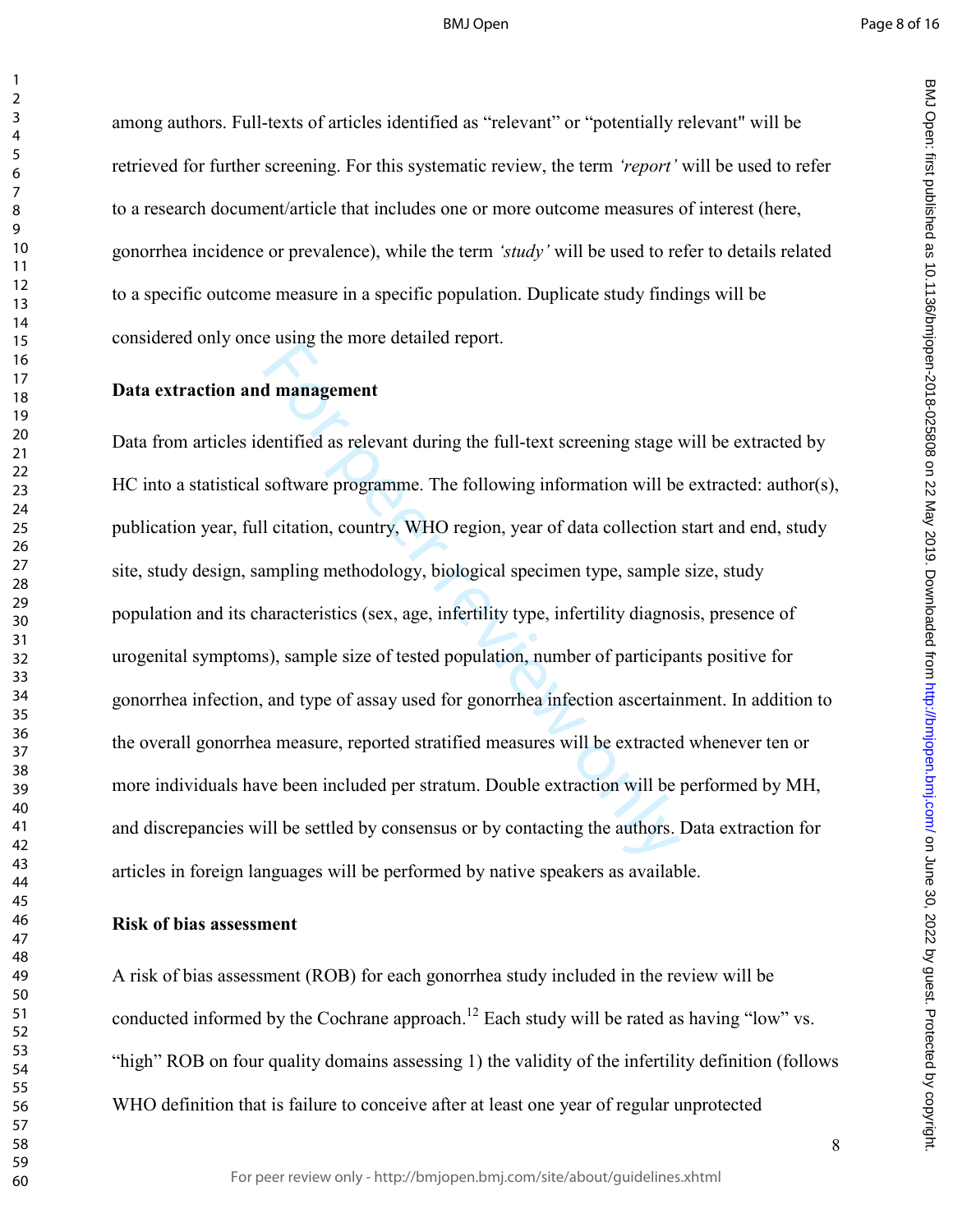among authors. Full-texts of articles identified as "relevant" or "potentially relevant" will be retrieved for further screening. For this systematic review, the term *'report'* will be used to refer to a research document/article that includes one or more outcome measures of interest (here, gonorrhea incidence or prevalence), while the term *'study'* will be used to refer to details related to a specific outcome measure in a specific population. Duplicate study findings will be considered only once using the more detailed report.

**Data extraction and management**

Data from articles identified as relevant during the full-text screening stage will be extracted by HC into a statistical software programme. The following information will be extracted: author(s), publication year, full citation, country, WHO region, year of data collection start and end, study site, study design, sampling methodology, biological specimen type, sample size, study population and its characteristics (sex, age, infertility type, infertility diagnosis, presence of urogenital symptoms), sample size of tested population, number of participants positive for gonorrhea infection, and type of assay used for gonorrhea infection ascertainment. In addition to the overall gonorrhea measure, reported stratified measures will be extracted whenever ten or more individuals have been included per stratum. Double extraction will be performed by MH, and discrepancies will be settled by consensus or by contacting the authors. Data extraction for articles in foreign languages will be performed by native speakers as available.

**Risk of bias assessment**

A risk of bias assessment (ROB) for each gonorrhea study included in the review will be conducted informed by the Cochrane approach.[12] Each study will be rated as having "low" vs. "high" ROB on four quality domains assessing 1) the validity of the infertility definition (follows WHO definition that is failure to conceive after at least one year of regular unprotected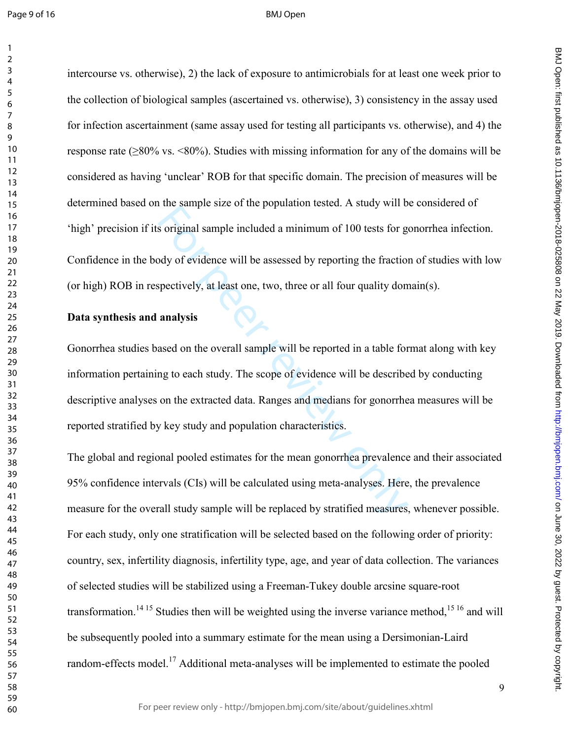intercourse vs. otherwise), 2) the lack of exposure to antimicrobials for at least one week prior to the collection of biological samples (ascertained vs. otherwise), 3) consistency in the assay used for infection ascertainment (same assay used for testing all participants vs. otherwise), and 4) the response rate (≥80% vs. <80%). Studies with missing information for any of the domains will be considered as having 'unclear' ROB for that specific domain. The precision of measures will be determined based on the sample size of the population tested. A study will be considered of 'high' precision if its original sample included a minimum of 100 tests for gonorrhea infection.

Confidence in the body of evidence will be assessed by reporting the fraction of studies with low (or high) ROB in respectively, at least one, two, three or all four quality domain(s).

**Data synthesis and analysis**

Gonorrhea studies based on the overall sample will be reported in a table format along with key information pertaining to each study. The scope of evidence will be described by conducting descriptive analyses on the extracted data. Ranges and medians for gonorrhea measures will be reported stratified by key study and population characteristics.

The global and regional pooled estimates for the mean gonorrhea prevalence and their associated 95% confidence intervals (CIs) will be calculated using meta-analyses. Here, the prevalence measure for the overall study sample will be replaced by stratified measures, whenever possible. For each study, only one stratification will be selected based on the following order of priority: country, sex, infertility diagnosis, infertility type, age, and year of data collection. The variances of selected studies will be stabilized using a Freeman-Tukey double arcsine square-root transformation.[14 15] Studies then will be weighted using the inverse variance method,[15 16] and will be subsequently pooled into a summary estimate for the mean using a Dersimonian-Laird random-effects model.[17] Additional meta-analyses will be implemented to estimate the pooled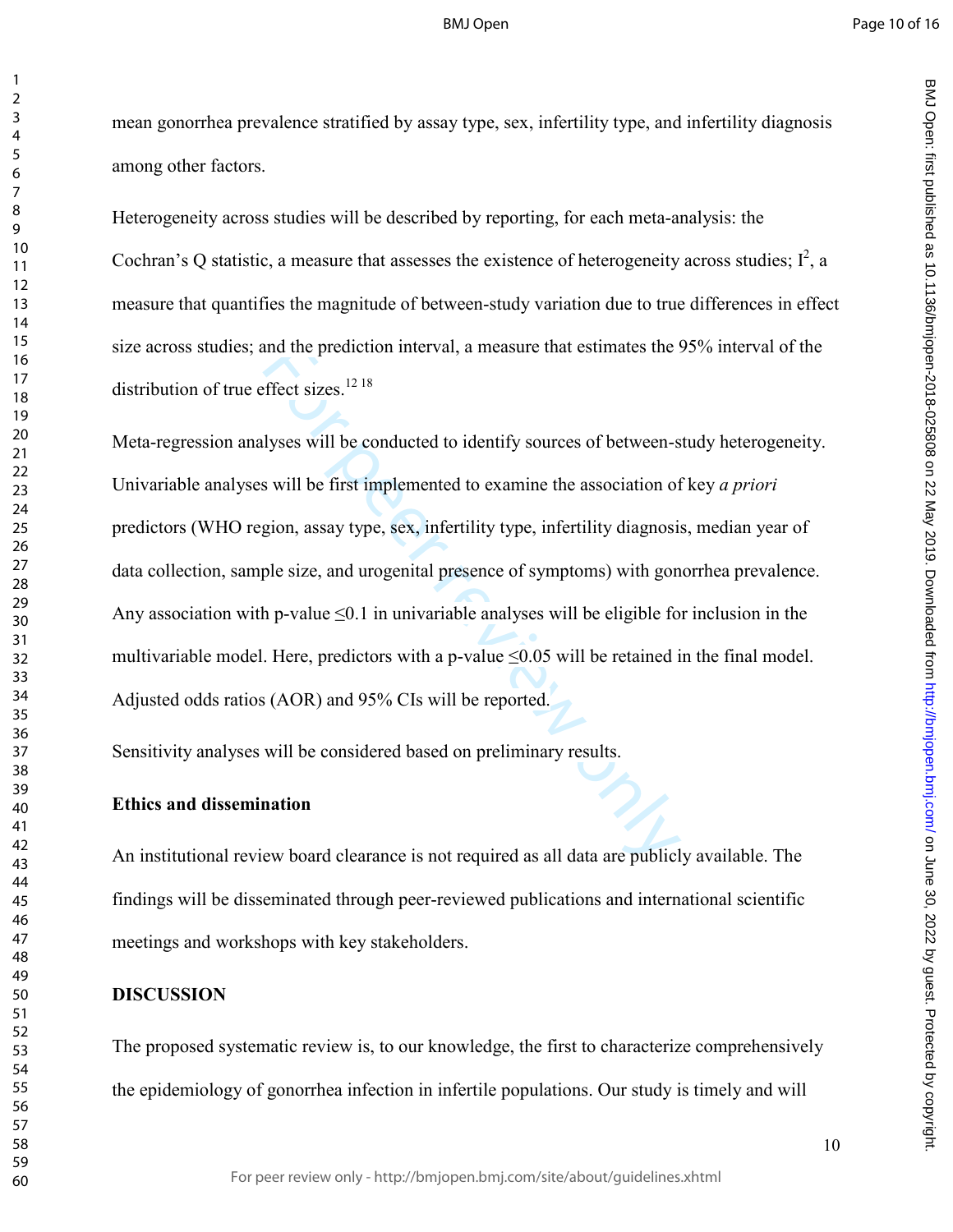mean gonorrhea prevalence stratified by assay type, sex, infertility type, and infertility diagnosis among other factors.

Heterogeneity across studies will be described by reporting, for each meta-analysis: the Cochran's Q statistic, a measure that assesses the existence of heterogeneity across studies; $I^2$, a measure that quantifies the magnitude of between-study variation due to true differences in effect size across studies; and the prediction interval, a measure that estimates the 95% interval of the distribution of true effect sizes.[12 18]

Meta-regression analyses will be conducted to identify sources of between-study heterogeneity. Univariable analyses will be first implemented to examine the association of key *a priori* predictors (WHO region, assay type, sex, infertility type, infertility diagnosis, median year of data collection, sample size, and urogenital presence of symptoms) with gonorrhea prevalence. Any association with p-value ≤0.1 in univariable analyses will be eligible for inclusion in the multivariable model. Here, predictors with a p-value ≤0.05 will be retained in the final model. Adjusted odds ratios (AOR) and 95% CIs will be reported.

Sensitivity analyses will be considered based on preliminary results.

**Ethics and dissemination**

An institutional review board clearance is not required as all data are publicly available. The findings will be disseminated through peer-reviewed publications and international scientific meetings and workshops with key stakeholders.

**DISCUSSION**

The proposed systematic review is, to our knowledge, the first to characterize comprehensively the epidemiology of gonorrhea infection in infertile populations. Our study is timely and will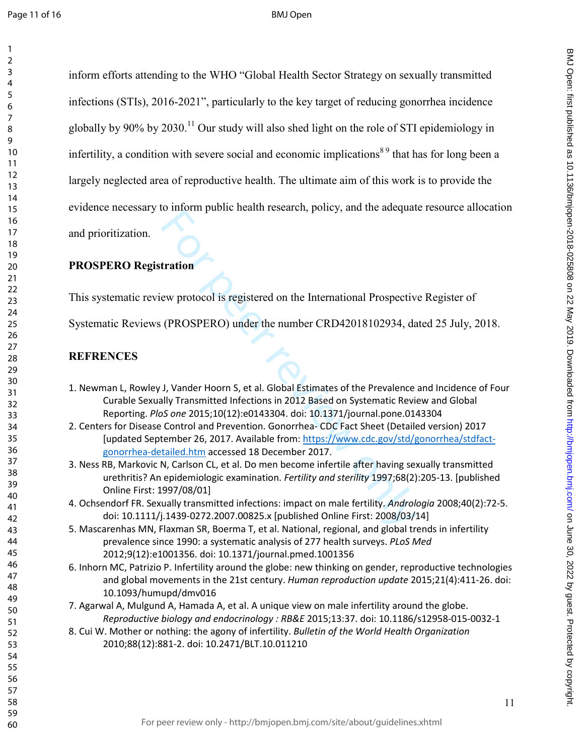inform efforts attending to the WHO "Global Health Sector Strategy on sexually transmitted infections (STIs), 2016-2021", particularly to the key target of reducing gonorrhea incidence globally by 90% by 2030.[11] Our study will also shed light on the role of STI epidemiology in infertility, a condition with severe social and economic implications[8 9] that has for long been a largely neglected area of reproductive health. The ultimate aim of this work is to provide the evidence necessary to inform public health research, policy, and the adequate resource allocation and prioritization.

## PROSPERO Registration

This systematic review protocol is registered on the International Prospective Register of Systematic Reviews (PROSPERO) under the number CRD42018102934, dated 25 July, 2018.

## REFRENCES

1. Newman L, Rowley J, Vander Hoorn S, et al. Global Estimates of the Prevalence and Incidence of Four Curable Sexually Transmitted Infections in 2012 Based on Systematic Review and Global Reporting. *PloS one* 2015;10(12):e0143304. doi: 10.1371/journal.pone.0143304
2. Centers for Disease Control and Prevention. Gonorrhea- CDC Fact Sheet (Detailed version) 2017 [updated September 26, 2017. Available from: https://www.cdc.gov/std/gonorrhea/stdfact-gonorrhea-detailed.htm accessed 18 December 2017.
3. Ness RB, Markovic N, Carlson CL, et al. Do men become infertile after having sexually transmitted urethritis? An epidemiologic examination. *Fertility and sterility* 1997;68(2):205-13. [published Online First: 1997/08/01]
4. Ochsendorf FR. Sexually transmitted infections: impact on male fertility. *Andrologia* 2008;40(2):72-5. doi: 10.1111/j.1439-0272.2007.00825.x [published Online First: 2008/03/14]
5. Mascarenhas MN, Flaxman SR, Boerma T, et al. National, regional, and global trends in infertility prevalence since 1990: a systematic analysis of 277 health surveys. *PLoS Med* 2012;9(12):e1001356. doi: 10.1371/journal.pmed.1001356
6. Inhorn MC, Patrizio P. Infertility around the globe: new thinking on gender, reproductive technologies and global movements in the 21st century. *Human reproduction update* 2015;21(4):411-26. doi: 10.1093/humupd/dmv016
7. Agarwal A, Mulgund A, Hamada A, et al. A unique view on male infertility around the globe. *Reproductive biology and endocrinology : RB&E* 2015;13:37. doi: 10.1186/s12958-015-0032-1
8. Cui W. Mother or nothing: the agony of infertility. *Bulletin of the World Health Organization* 2010;88(12):881-2. doi: 10.2471/BLT.10.011210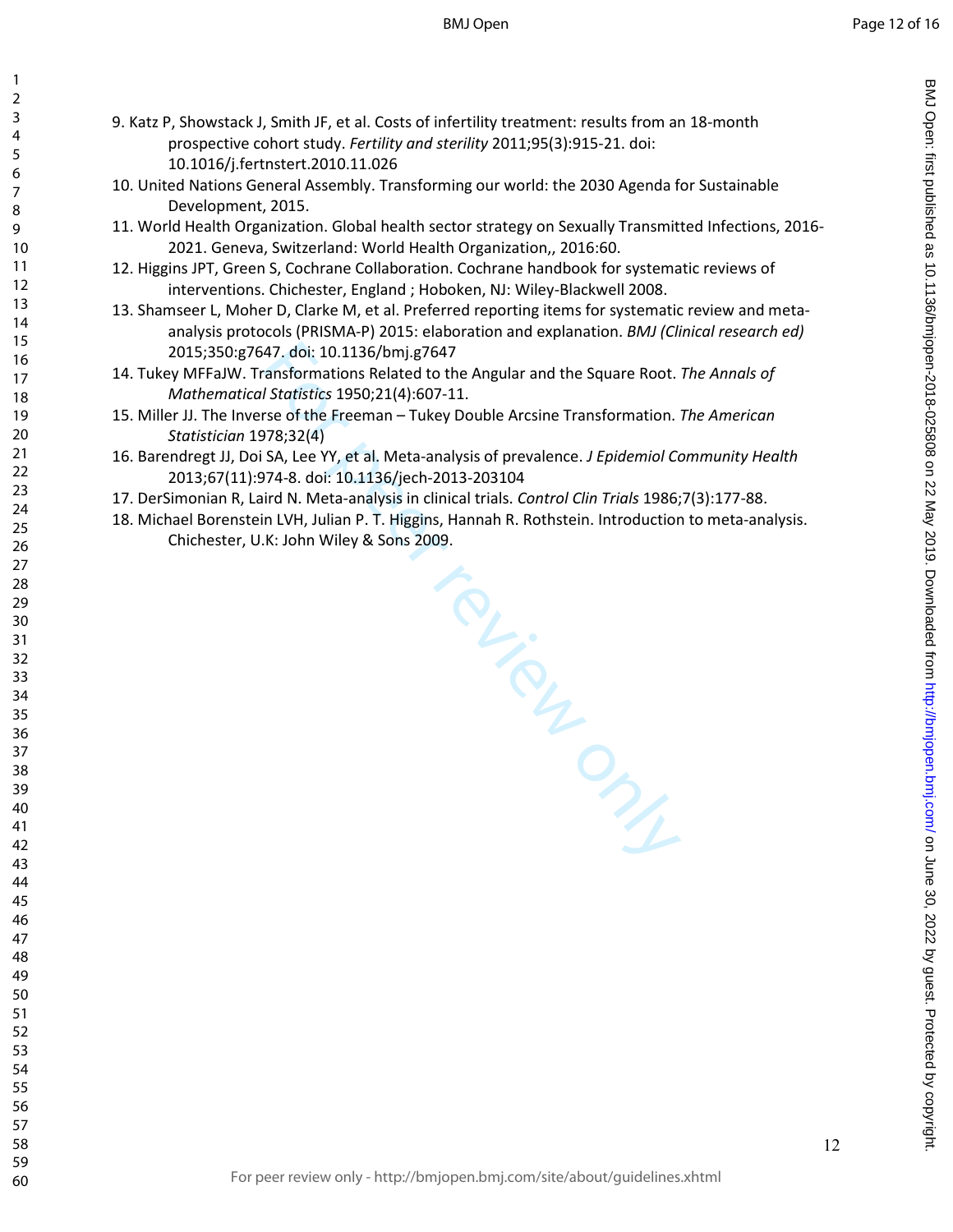9. Katz P, Showstack J, Smith JF, et al. Costs of infertility treatment: results from an 18-month prospective cohort study. *Fertility and sterility* 2011;95(3):915-21. doi: 10.1016/j.fertnstert.2010.11.026
10. United Nations General Assembly. Transforming our world: the 2030 Agenda for Sustainable Development, 2015.
11. World Health Organization. Global health sector strategy on Sexually Transmitted Infections, 2016-2021. Geneva, Switzerland: World Health Organization,, 2016:60.
12. Higgins JPT, Green S, Cochrane Collaboration. Cochrane handbook for systematic reviews of interventions. Chichester, England ; Hoboken, NJ: Wiley-Blackwell 2008.
13. Shamseer L, Moher D, Clarke M, et al. Preferred reporting items for systematic review and meta-analysis protocols (PRISMA-P) 2015: elaboration and explanation. *BMJ (Clinical research ed)* 2015;350:g7647. doi: 10.1136/bmj.g7647
14. Tukey MFFaJW. Transformations Related to the Angular and the Square Root. *The Annals of Mathematical Statistics* 1950;21(4):607-11.
15. Miller JJ. The Inverse of the Freeman – Tukey Double Arcsine Transformation. *The American Statistician* 1978;32(4)
16. Barendregt JJ, Doi SA, Lee YY, et al. Meta-analysis of prevalence. *J Epidemiol Community Health* 2013;67(11):974-8. doi: 10.1136/jech-2013-203104
17. DerSimonian R, Laird N. Meta-analysis in clinical trials. *Control Clin Trials* 1986;7(3):177-88.
18. Michael Borenstein LVH, Julian P. T. Higgins, Hannah R. Rothstein. Introduction to meta-analysis. Chichester, U.K: John Wiley & Sons 2009.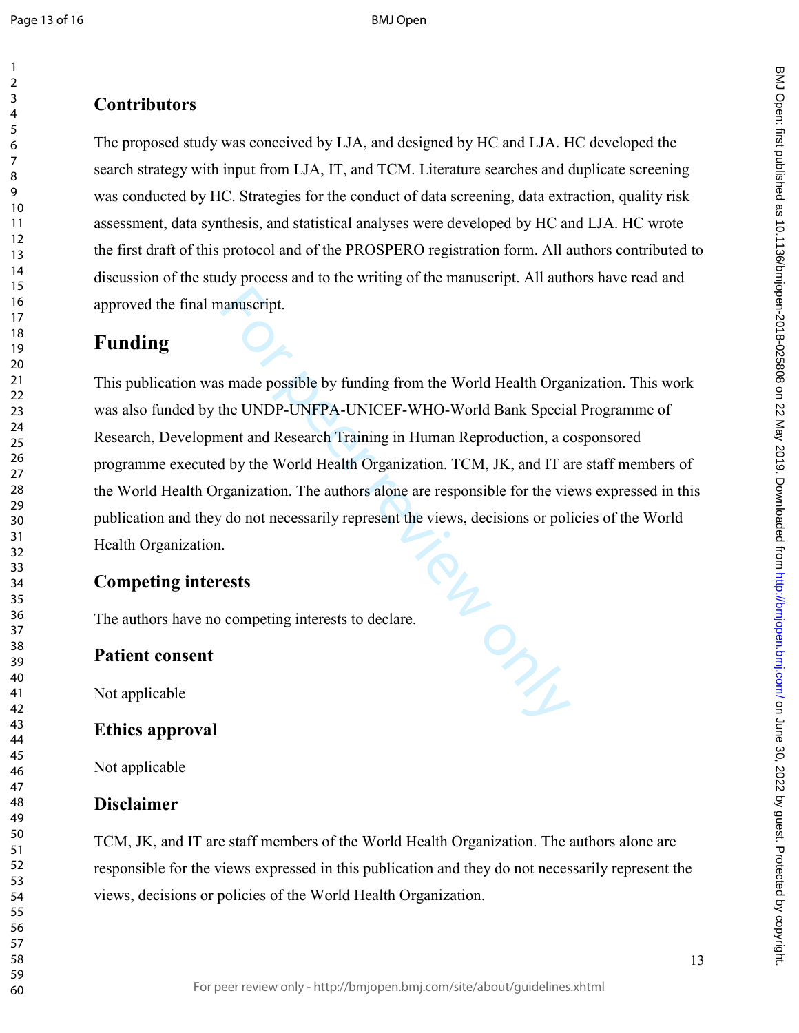### Contributors

The proposed study was conceived by LJA, and designed by HC and LJA. HC developed the search strategy with input from LJA, IT, and TCM. Literature searches and duplicate screening was conducted by HC. Strategies for the conduct of data screening, data extraction, quality risk assessment, data synthesis, and statistical analyses were developed by HC and LJA. HC wrote the first draft of this protocol and of the PROSPERO registration form. All authors contributed to discussion of the study process and to the writing of the manuscript. All authors have read and approved the final manuscript.

## Funding

This publication was made possible by funding from the World Health Organization. This work was also funded by the UNDP-UNFPA-UNICEF-WHO-World Bank Special Programme of Research, Development and Research Training in Human Reproduction, a cosponsored programme executed by the World Health Organization. TCM, JK, and IT are staff members of the World Health Organization. The authors alone are responsible for the views expressed in this publication and they do not necessarily represent the views, decisions or policies of the World Health Organization.

### Competing interests

The authors have no competing interests to declare.

### Patient consent

Not applicable

### Ethics approval

Not applicable

### Disclaimer

TCM, JK, and IT are staff members of the World Health Organization. The authors alone are responsible for the views expressed in this publication and they do not necessarily represent the views, decisions or policies of the World Health Organization.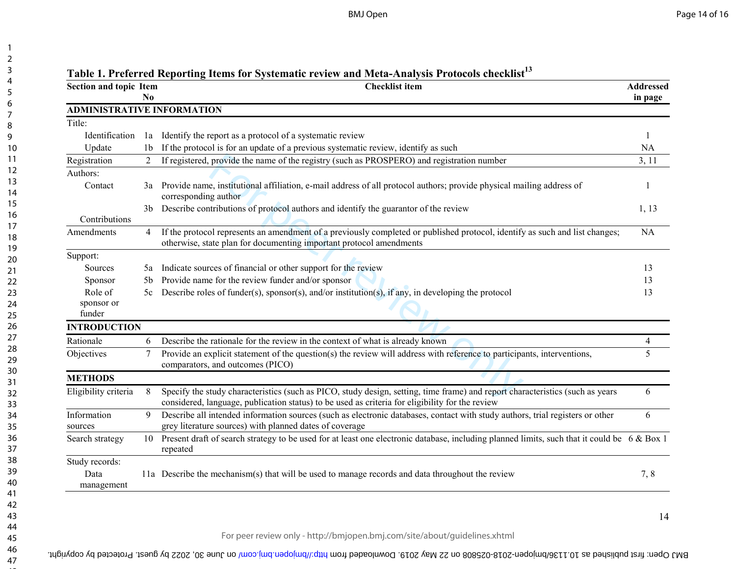**Table 1. Preferred Reporting Items for Systematic review and Meta-Analysis Protocols checklist[13]**

| Section and topic | Item No | Checklist item | Addressed in page |
|---|---|---|---|
| **ADMINISTRATIVE INFORMATION** | | | |
| Title: | | | |
| Identification | 1a | Identify the report as a protocol of a systematic review | 1 |
| Update | 1b | If the protocol is for an update of a previous systematic review, identify as such | NA |
| Registration | 2 | If registered, provide the name of the registry (such as PROSPERO) and registration number | 3, 11 |
| Authors: | | | |
| Contact | 3a | Provide name, institutional affiliation, e-mail address of all protocol authors; provide physical mailing address of corresponding author | 1 |
| Contributions | 3b | Describe contributions of protocol authors and identify the guarantor of the review | 1, 13 |
| Amendments | 4 | If the protocol represents an amendment of a previously completed or published protocol, identify as such and list changes; otherwise, state plan for documenting important protocol amendments | NA |
| Support: | | | |
| Sources | 5a | Indicate sources of financial or other support for the review | 13 |
| Sponsor | 5b | Provide name for the review funder and/or sponsor | 13 |
| Role of sponsor or funder | 5c | Describe roles of funder(s), sponsor(s), and/or institution(s), if any, in developing the protocol | 13 |
| **INTRODUCTION** | | | |
| Rationale | 6 | Describe the rationale for the review in the context of what is already known | 4 |
| Objectives | 7 | Provide an explicit statement of the question(s) the review will address with reference to participants, interventions, comparators, and outcomes (PICO) | 5 |
| **METHODS** | | | |
| Eligibility criteria | 8 | Specify the study characteristics (such as PICO, study design, setting, time frame) and report characteristics (such as years considered, language, publication status) to be used as criteria for eligibility for the review | 6 |
| Information sources | 9 | Describe all intended information sources (such as electronic databases, contact with study authors, trial registers or other grey literature sources) with planned dates of coverage | 6 |
| Search strategy | 10 | Present draft of search strategy to be used for at least one electronic database, including planned limits, such that it could be repeated | 6 & Box 1 |
| Study records: | | | |
| Data management | 11a | Describe the mechanism(s) that will be used to manage records and data throughout the review | 7, 8 |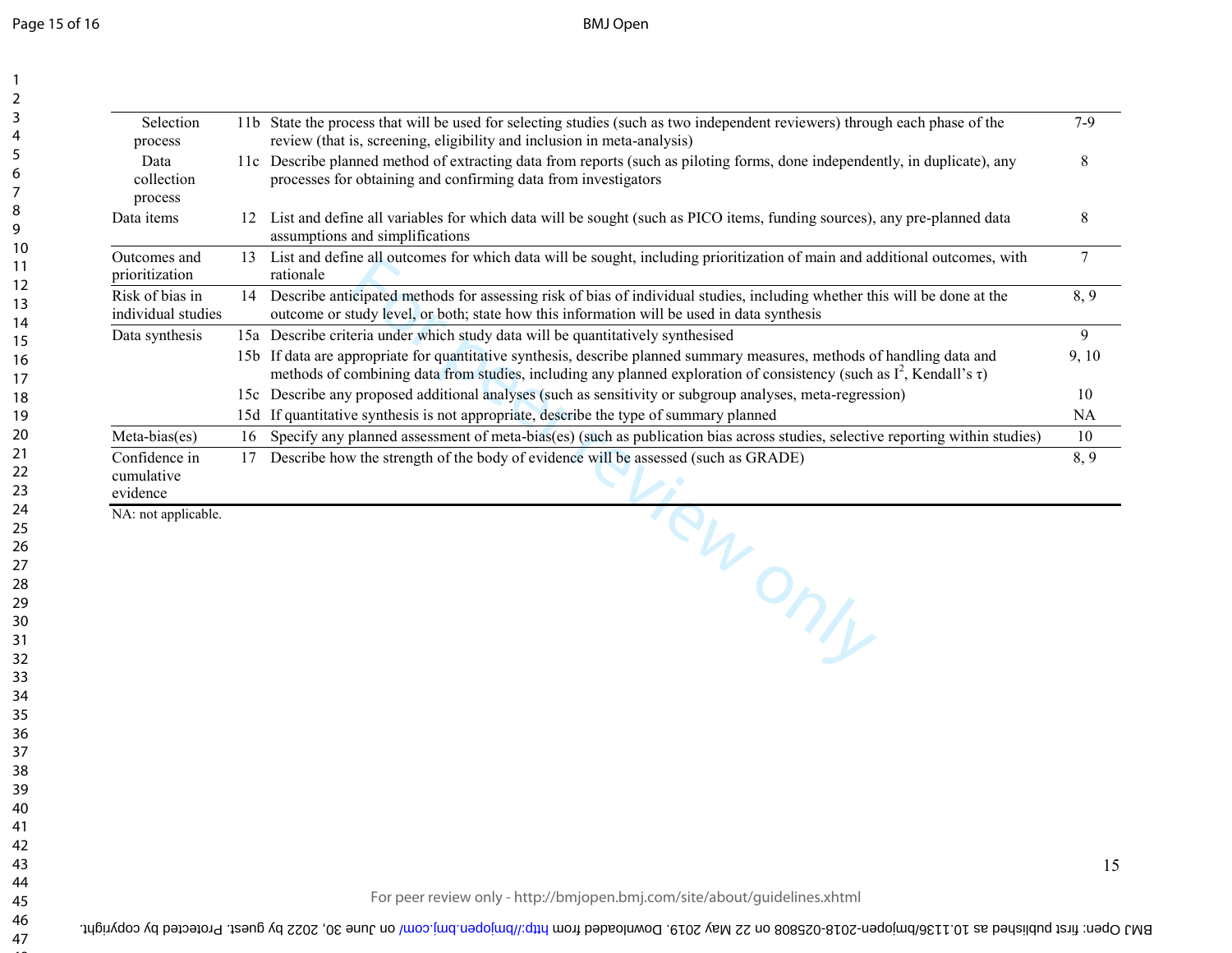| | | | |
|---|---|---|---|
| Selection process | 11b | State the process that will be used for selecting studies (such as two independent reviewers) through each phase of the review (that is, screening, eligibility and inclusion in meta-analysis) | 7-9 |
| Data collection process | 11c | Describe planned method of extracting data from reports (such as piloting forms, done independently, in duplicate), any processes for obtaining and confirming data from investigators | 8 |
| Data items | 12 | List and define all variables for which data will be sought (such as PICO items, funding sources), any pre-planned data assumptions and simplifications | 8 |
| Outcomes and prioritization | 13 | List and define all outcomes for which data will be sought, including prioritization of main and additional outcomes, with rationale | 7 |
| Risk of bias in individual studies | 14 | Describe anticipated methods for assessing risk of bias of individual studies, including whether this will be done at the outcome or study level, or both; state how this information will be used in data synthesis | 8, 9 |
| Data synthesis | 15a | Describe criteria under which study data will be quantitatively synthesised | 9 |
| | 15b | If data are appropriate for quantitative synthesis, describe planned summary measures, methods of handling data and methods of combining data from studies, including any planned exploration of consistency (such as $I^2$, Kendall's $\tau$) | 9, 10 |
| | 15c | Describe any proposed additional analyses (such as sensitivity or subgroup analyses, meta-regression) | 10 |
| | 15d | If quantitative synthesis is not appropriate, describe the type of summary planned | NA |
| Meta-bias(es) | 16 | Specify any planned assessment of meta-bias(es) (such as publication bias across studies, selective reporting within studies) | 10 |
| Confidence in cumulative evidence | 17 | Describe how the strength of the body of evidence will be assessed (such as GRADE) | 8, 9 |

NA: not applicable.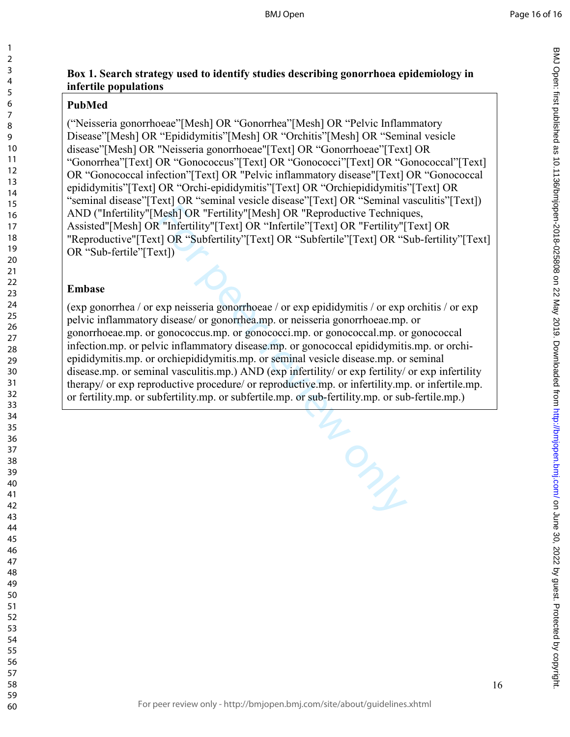**Box 1. Search strategy used to identify studies describing gonorrhoea epidemiology in infertile populations**

**PubMed**

("Neisseria gonorrhoeae"[Mesh] OR "Gonorrhea"[Mesh] OR "Pelvic Inflammatory Disease"[Mesh] OR "Epididymitis"[Mesh] OR "Orchitis"[Mesh] OR "Seminal vesicle disease"[Mesh] OR "Neisseria gonorrhoeae"[Text] OR "Gonorrhoeae"[Text] OR "Gonorrhea"[Text] OR "Gonococcus"[Text] OR "Gonococci"[Text] OR "Gonococcal"[Text] OR "Gonococcal infection"[Text] OR "Pelvic inflammatory disease"[Text] OR "Gonococcal epididymitis"[Text] OR "Orchi-epididymitis"[Text] OR "Orchiepididymitis"[Text] OR "seminal disease"[Text] OR "seminal vesicle disease"[Text] OR "Seminal vasculitis"[Text]) AND ("Infertility"[Mesh] OR "Fertility"[Mesh] OR "Reproductive Techniques, Assisted"[Mesh] OR "Infertility"[Text] OR "Infertile"[Text] OR "Fertility"[Text] OR "Reproductive"[Text] OR "Subfertility"[Text] OR "Subfertile"[Text] OR "Sub-fertility"[Text] OR "Sub-fertile"[Text])

**Embase**

(exp gonorrhea / or exp neisseria gonorrhoeae / or exp epididymitis / or exp orchitis / or exp pelvic inflammatory disease/ or gonorrhea.mp. or neisseria gonorrhoeae.mp. or gonorrhoeae.mp. or gonococcus.mp. or gonococci.mp. or gonococcal.mp. or gonococcal infection.mp. or pelvic inflammatory disease.mp. or gonococcal epididymitis.mp. or orchi-epididymitis.mp. or orchiepididymitis.mp. or seminal vesicle disease.mp. or seminal disease.mp. or seminal vasculitis.mp.) AND (exp infertility/ or exp fertility/ or exp infertility therapy/ or exp reproductive procedure/ or reproductive.mp. or infertility.mp. or infertile.mp. or fertility.mp. or subfertility.mp. or subfertile.mp. or sub-fertility.mp. or sub-fertile.mp.)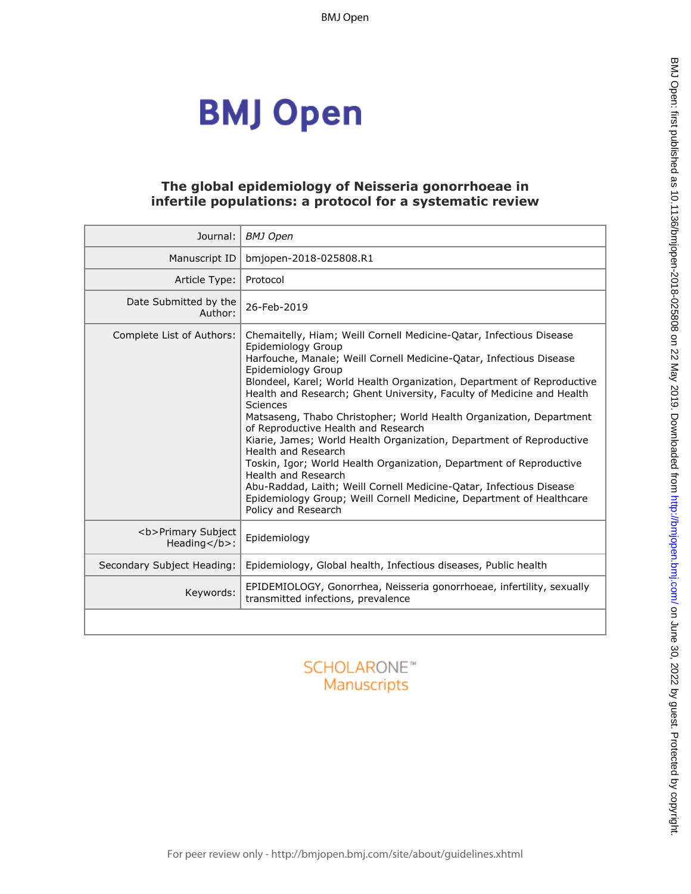# The global epidemiology of Neisseria gonorrhoeae in infertile populations: a protocol for a systematic review

| | |
|---|---|
| Journal: | *BMJ Open* |
| Manuscript ID | bmjopen-2018-025808.R1 |
| Article Type: | Protocol |
| Date Submitted by the Author: | 26-Feb-2019 |
| Complete List of Authors: | Chemaitelly, Hiam; Weill Cornell Medicine-Qatar, Infectious Disease Epidemiology Group<br>Harfouche, Manale; Weill Cornell Medicine-Qatar, Infectious Disease Epidemiology Group<br>Blondeel, Karel; World Health Organization, Department of Reproductive Health and Research; Ghent University, Faculty of Medicine and Health Sciences<br>Matsaseng, Thabo Christopher; World Health Organization, Department of Reproductive Health and Research<br>Kiarie, James; World Health Organization, Department of Reproductive Health and Research<br>Toskin, Igor; World Health Organization, Department of Reproductive Health and Research<br>Abu-Raddad, Laith; Weill Cornell Medicine-Qatar, Infectious Disease Epidemiology Group; Weill Cornell Medicine, Department of Healthcare Policy and Research |
| <b>Primary Subject Heading</b>: | Epidemiology |
| Secondary Subject Heading: | Epidemiology, Global health, Infectious diseases, Public health |
| Keywords: | EPIDEMIOLOGY, Gonorrhea, Neisseria gonorrhoeae, infertility, sexually transmitted infections, prevalence |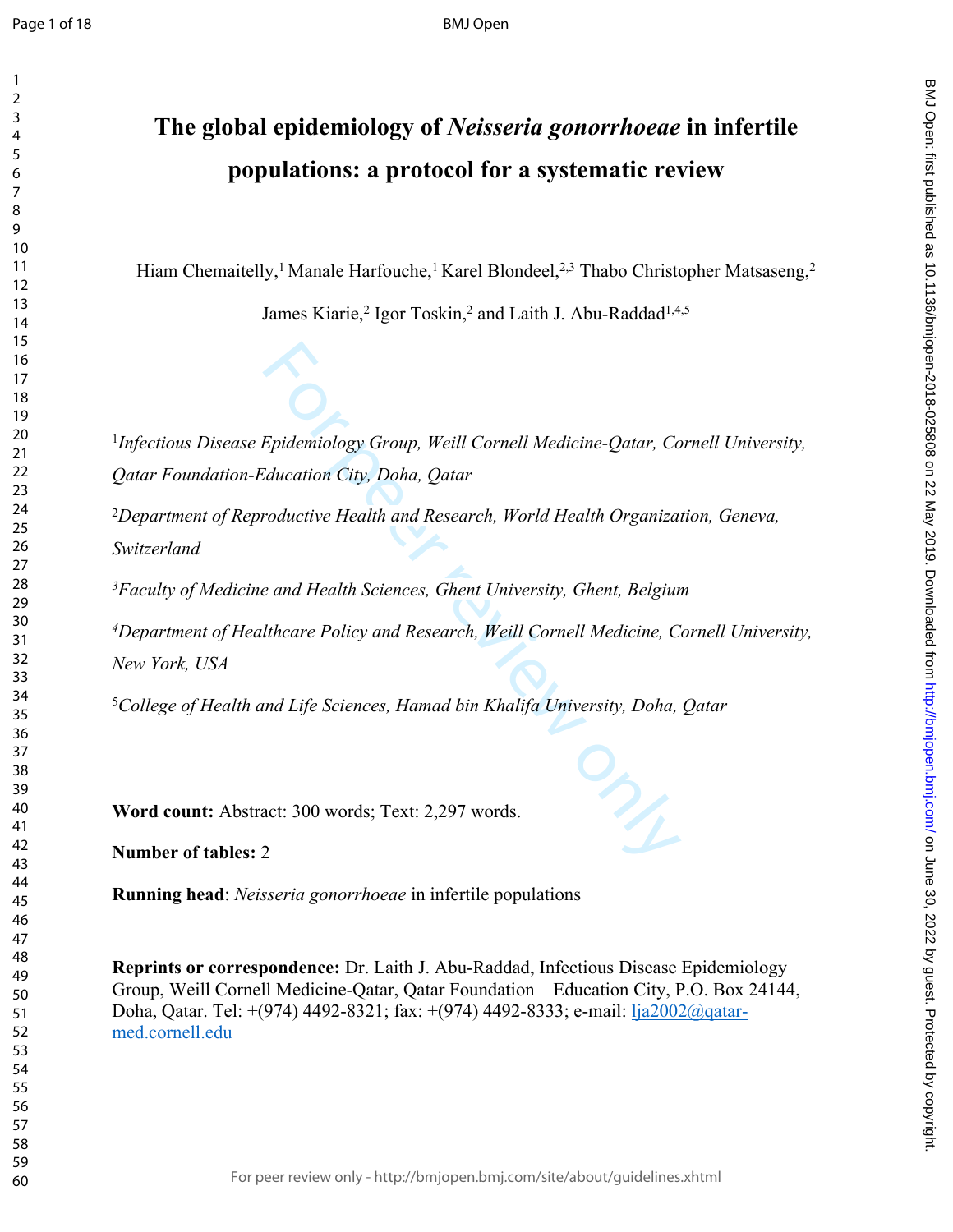# The global epidemiology of *Neisseria gonorrhoeae* in infertile populations: a protocol for a systematic review

Hiam Chemaitelly,[1] Manale Harfouche,[1] Karel Blondeel,[2,3] Thabo Christopher Matsaseng,[2] James Kiarie,[2] Igor Toskin,[2] and Laith J. Abu-Raddad[1,4,5]

[1]*Infectious Disease Epidemiology Group, Weill Cornell Medicine-Qatar, Cornell University, Qatar Foundation-Education City, Doha, Qatar*

[2]*Department of Reproductive Health and Research, World Health Organization, Geneva, Switzerland*

[3]*Faculty of Medicine and Health Sciences, Ghent University, Ghent, Belgium*

[4]*Department of Healthcare Policy and Research, Weill Cornell Medicine, Cornell University, New York, USA*

[5]*College of Health and Life Sciences, Hamad bin Khalifa University, Doha, Qatar*

**Word count:** Abstract: 300 words; Text: 2,297 words.

**Number of tables:** 2

**Running head**: *Neisseria gonorrhoeae* in infertile populations

**Reprints or correspondence:** Dr. Laith J. Abu-Raddad, Infectious Disease Epidemiology Group, Weill Cornell Medicine-Qatar, Qatar Foundation – Education City, P.O. Box 24144, Doha, Qatar. Tel: +(974) 4492-8321; fax: +(974) 4492-8333; e-mail: lja2002@qatar-med.cornell.edu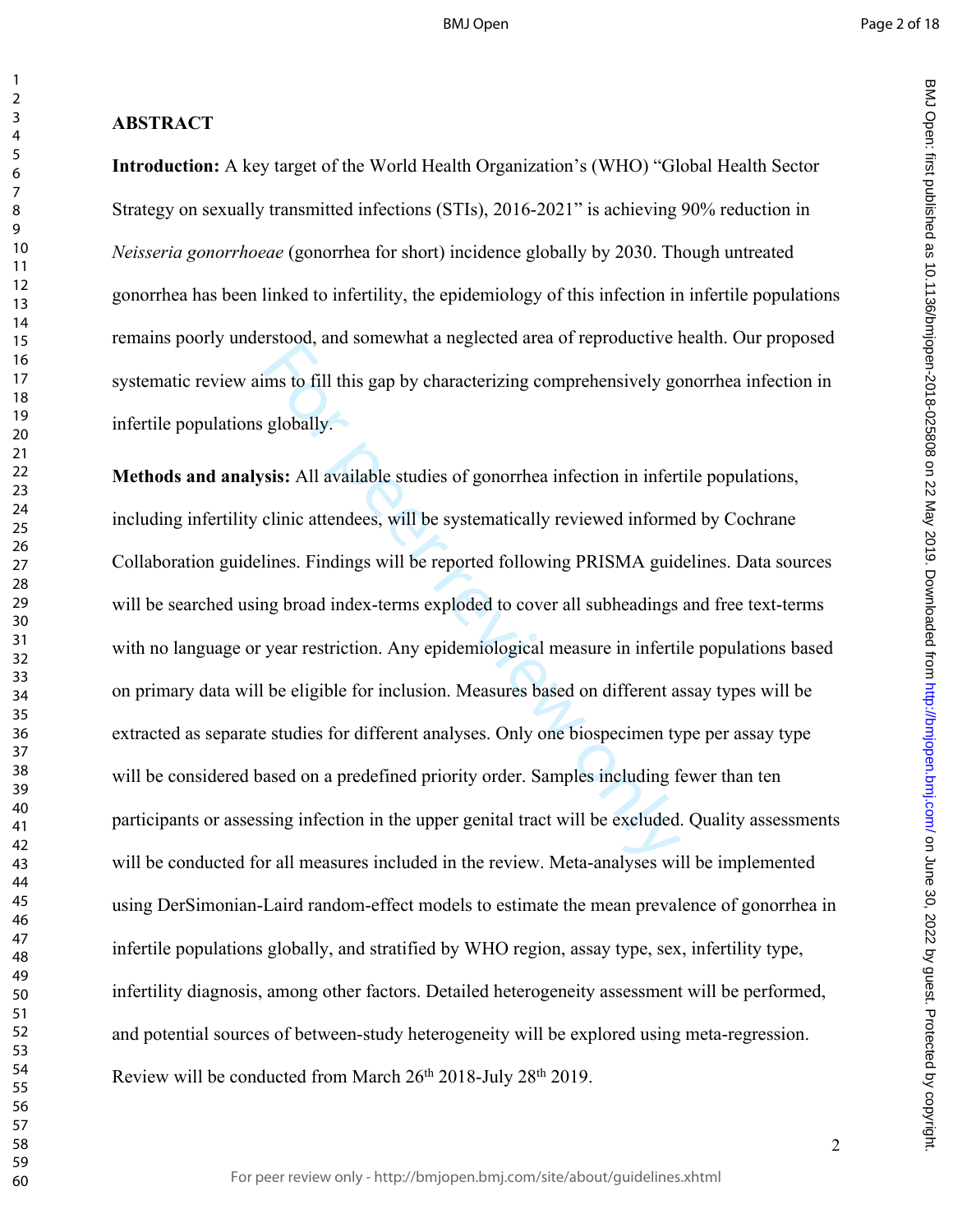## ABSTRACT

**Introduction:** A key target of the World Health Organization's (WHO) "Global Health Sector Strategy on sexually transmitted infections (STIs), 2016-2021" is achieving 90% reduction in *Neisseria gonorrhoeae* (gonorrhea for short) incidence globally by 2030. Though untreated gonorrhea has been linked to infertility, the epidemiology of this infection in infertile populations remains poorly understood, and somewhat a neglected area of reproductive health. Our proposed systematic review aims to fill this gap by characterizing comprehensively gonorrhea infection in infertile populations globally.

**Methods and analysis:** All available studies of gonorrhea infection in infertile populations, including infertility clinic attendees, will be systematically reviewed informed by Cochrane Collaboration guidelines. Findings will be reported following PRISMA guidelines. Data sources will be searched using broad index-terms exploded to cover all subheadings and free text-terms with no language or year restriction. Any epidemiological measure in infertile populations based on primary data will be eligible for inclusion. Measures based on different assay types will be extracted as separate studies for different analyses. Only one biospecimen type per assay type will be considered based on a predefined priority order. Samples including fewer than ten participants or assessing infection in the upper genital tract will be excluded. Quality assessments will be conducted for all measures included in the review. Meta-analyses will be implemented using DerSimonian-Laird random-effect models to estimate the mean prevalence of gonorrhea in infertile populations globally, and stratified by WHO region, assay type, sex, infertility type, infertility diagnosis, among other factors. Detailed heterogeneity assessment will be performed, and potential sources of between-study heterogeneity will be explored using meta-regression. Review will be conducted from March 26th 2018-July 28th 2019.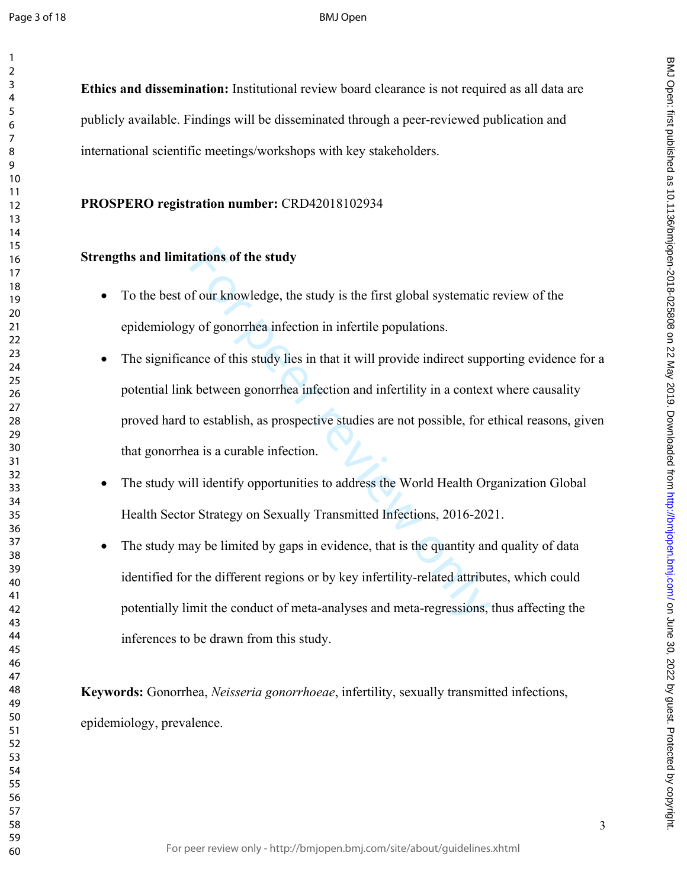**Ethics and dissemination:** Institutional review board clearance is not required as all data are publicly available. Findings will be disseminated through a peer-reviewed publication and international scientific meetings/workshops with key stakeholders.

**PROSPERO registration number:** CRD42018102934

**Strengths and limitations of the study**

- To the best of our knowledge, the study is the first global systematic review of the epidemiology of gonorrhea infection in infertile populations.
- The significance of this study lies in that it will provide indirect supporting evidence for a potential link between gonorrhea infection and infertility in a context where causality proved hard to establish, as prospective studies are not possible, for ethical reasons, given that gonorrhea is a curable infection.
- The study will identify opportunities to address the World Health Organization Global Health Sector Strategy on Sexually Transmitted Infections, 2016-2021.
- The study may be limited by gaps in evidence, that is the quantity and quality of data identified for the different regions or by key infertility-related attributes, which could potentially limit the conduct of meta-analyses and meta-regressions, thus affecting the inferences to be drawn from this study.

**Keywords:** Gonorrhea, *Neisseria gonorrhoeae*, infertility, sexually transmitted infections, epidemiology, prevalence.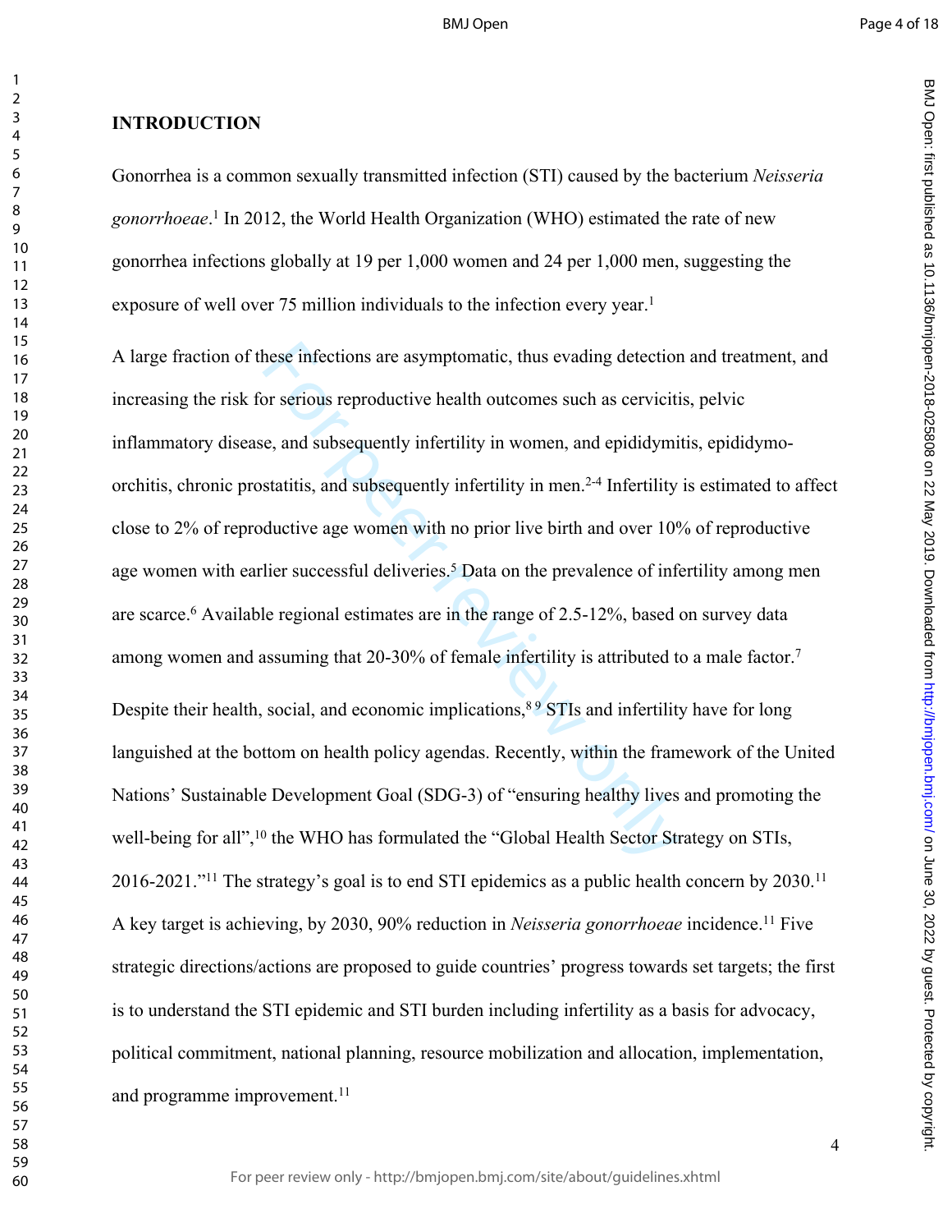## INTRODUCTION

Gonorrhea is a common sexually transmitted infection (STI) caused by the bacterium *Neisseria gonorrhoeae*.[1] In 2012, the World Health Organization (WHO) estimated the rate of new gonorrhea infections globally at 19 per 1,000 women and 24 per 1,000 men, suggesting the exposure of well over 75 million individuals to the infection every year.[1]

A large fraction of these infections are asymptomatic, thus evading detection and treatment, and increasing the risk for serious reproductive health outcomes such as cervicitis, pelvic inflammatory disease, and subsequently infertility in women, and epididymitis, epididymo-orchitis, chronic prostatitis, and subsequently infertility in men.[2-4] Infertility is estimated to affect close to 2% of reproductive age women with no prior live birth and over 10% of reproductive age women with earlier successful deliveries.[5] Data on the prevalence of infertility among men are scarce.[6] Available regional estimates are in the range of 2.5-12%, based on survey data among women and assuming that 20-30% of female infertility is attributed to a male factor.[7]

Despite their health, social, and economic implications,[8 9] STIs and infertility have for long languished at the bottom on health policy agendas. Recently, within the framework of the United Nations' Sustainable Development Goal (SDG-3) of "ensuring healthy lives and promoting the well-being for all",[10] the WHO has formulated the "Global Health Sector Strategy on STIs, 2016-2021."[11] The strategy's goal is to end STI epidemics as a public health concern by 2030.[11] A key target is achieving, by 2030, 90% reduction in *Neisseria gonorrhoeae* incidence.[11] Five strategic directions/actions are proposed to guide countries' progress towards set targets; the first is to understand the STI epidemic and STI burden including infertility as a basis for advocacy, political commitment, national planning, resource mobilization and allocation, implementation, and programme improvement.[11]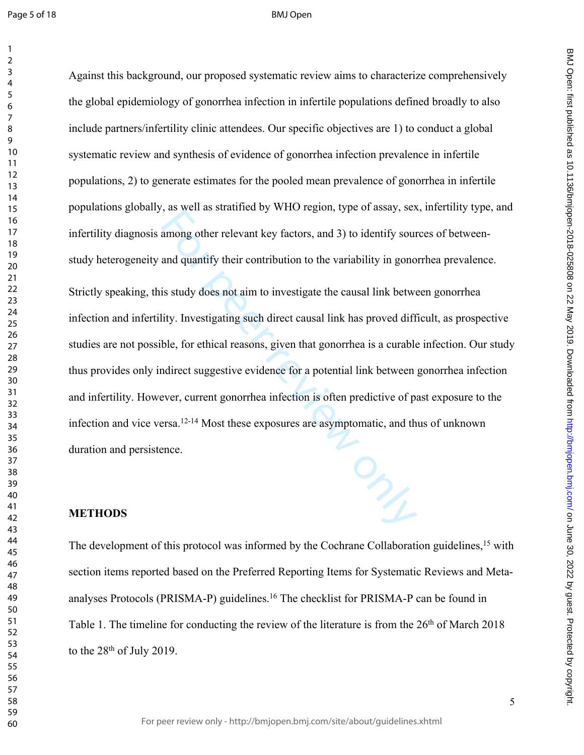Against this background, our proposed systematic review aims to characterize comprehensively the global epidemiology of gonorrhea infection in infertile populations defined broadly to also include partners/infertility clinic attendees. Our specific objectives are 1) to conduct a global systematic review and synthesis of evidence of gonorrhea infection prevalence in infertile populations, 2) to generate estimates for the pooled mean prevalence of gonorrhea in infertile populations globally, as well as stratified by WHO region, type of assay, sex, infertility type, and infertility diagnosis among other relevant key factors, and 3) to identify sources of between-study heterogeneity and quantify their contribution to the variability in gonorrhea prevalence.

Strictly speaking, this study does not aim to investigate the causal link between gonorrhea infection and infertility. Investigating such direct causal link has proved difficult, as prospective studies are not possible, for ethical reasons, given that gonorrhea is a curable infection. Our study thus provides only indirect suggestive evidence for a potential link between gonorrhea infection and infertility. However, current gonorrhea infection is often predictive of past exposure to the infection and vice versa.[12-14] Most these exposures are asymptomatic, and thus of unknown duration and persistence.

## METHODS

The development of this protocol was informed by the Cochrane Collaboration guidelines,[15] with section items reported based on the Preferred Reporting Items for Systematic Reviews and Meta-analyses Protocols (PRISMA-P) guidelines.[16] The checklist for PRISMA-P can be found in Table 1. The timeline for conducting the review of the literature is from the 26th of March 2018 to the 28th of July 2019.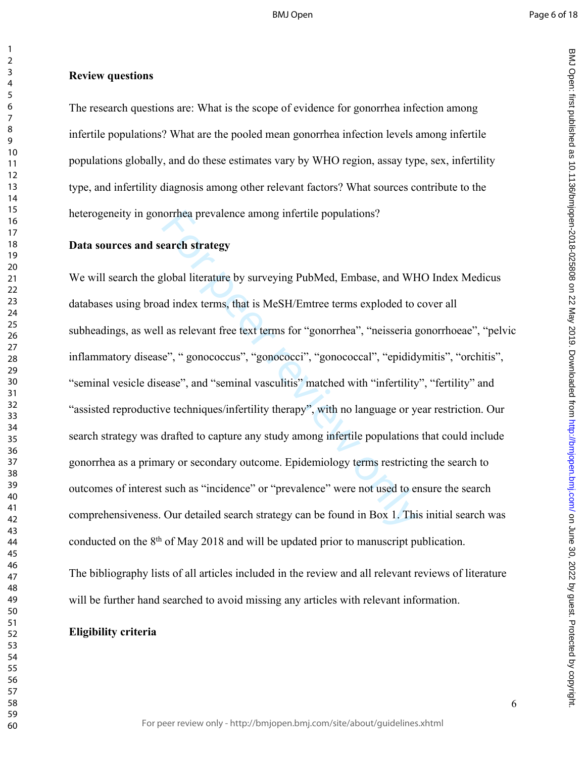**Review questions**

The research questions are: What is the scope of evidence for gonorrhea infection among infertile populations? What are the pooled mean gonorrhea infection levels among infertile populations globally, and do these estimates vary by WHO region, assay type, sex, infertility type, and infertility diagnosis among other relevant factors? What sources contribute to the heterogeneity in gonorrhea prevalence among infertile populations?

**Data sources and search strategy**

We will search the global literature by surveying PubMed, Embase, and WHO Index Medicus databases using broad index terms, that is MeSH/Emtree terms exploded to cover all subheadings, as well as relevant free text terms for "gonorrhea", "neisseria gonorrhoeae", "pelvic inflammatory disease", " gonococcus", "gonococci", "gonococcal", "epididymitis", "orchitis", "seminal vesicle disease", and "seminal vasculitis" matched with "infertility", "fertility" and "assisted reproductive techniques/infertility therapy", with no language or year restriction. Our search strategy was drafted to capture any study among infertile populations that could include gonorrhea as a primary or secondary outcome. Epidemiology terms restricting the search to outcomes of interest such as "incidence" or "prevalence" were not used to ensure the search comprehensiveness. Our detailed search strategy can be found in Box 1. This initial search was conducted on the 8th of May 2018 and will be updated prior to manuscript publication.

The bibliography lists of all articles included in the review and all relevant reviews of literature will be further hand searched to avoid missing any articles with relevant information.

**Eligibility criteria**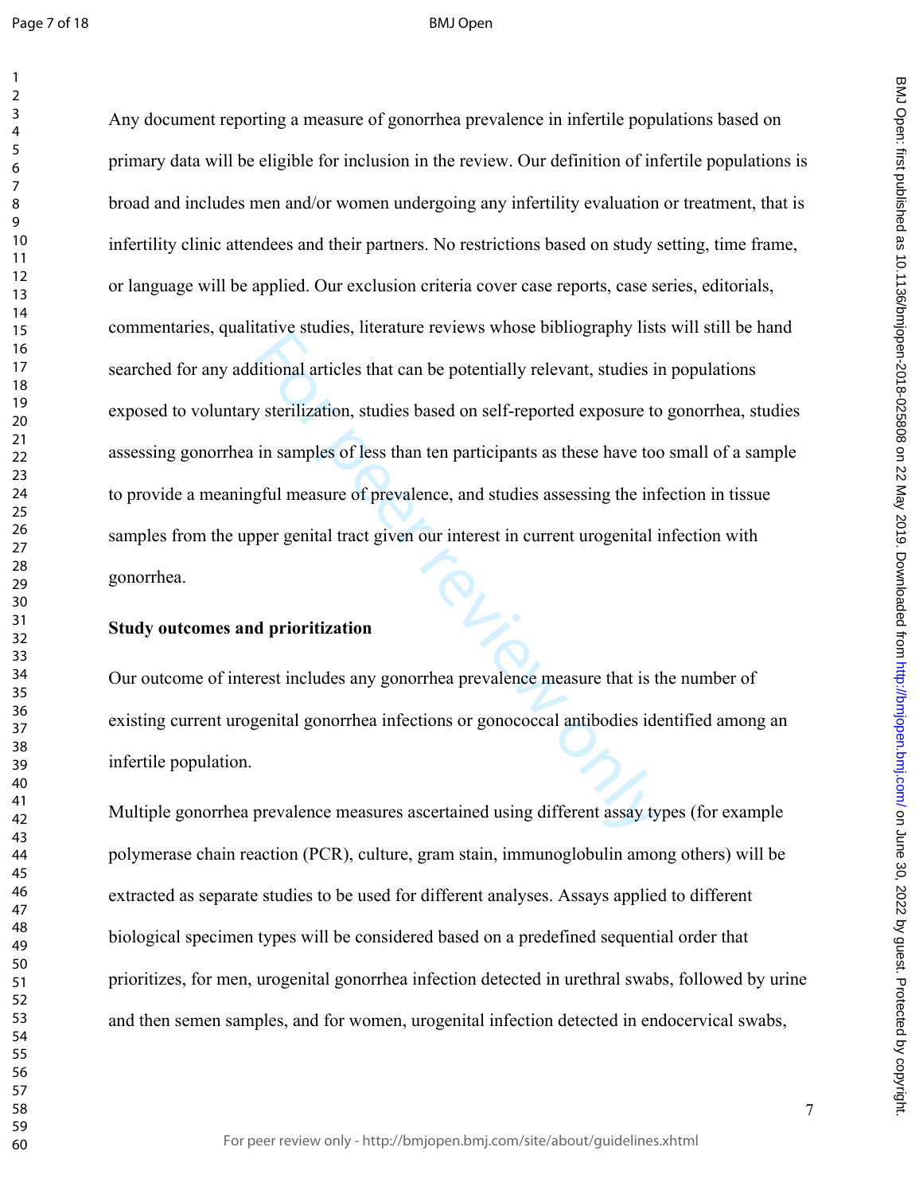Any document reporting a measure of gonorrhea prevalence in infertile populations based on primary data will be eligible for inclusion in the review. Our definition of infertile populations is broad and includes men and/or women undergoing any infertility evaluation or treatment, that is infertility clinic attendees and their partners. No restrictions based on study setting, time frame, or language will be applied. Our exclusion criteria cover case reports, case series, editorials, commentaries, qualitative studies, literature reviews whose bibliography lists will still be hand searched for any additional articles that can be potentially relevant, studies in populations exposed to voluntary sterilization, studies based on self-reported exposure to gonorrhea, studies assessing gonorrhea in samples of less than ten participants as these have too small of a sample to provide a meaningful measure of prevalence, and studies assessing the infection in tissue samples from the upper genital tract given our interest in current urogenital infection with gonorrhea.

**Study outcomes and prioritization**

Our outcome of interest includes any gonorrhea prevalence measure that is the number of existing current urogenital gonorrhea infections or gonococcal antibodies identified among an infertile population.

Multiple gonorrhea prevalence measures ascertained using different assay types (for example polymerase chain reaction (PCR), culture, gram stain, immunoglobulin among others) will be extracted as separate studies to be used for different analyses. Assays applied to different biological specimen types will be considered based on a predefined sequential order that prioritizes, for men, urogenital gonorrhea infection detected in urethral swabs, followed by urine and then semen samples, and for women, urogenital infection detected in endocervical swabs,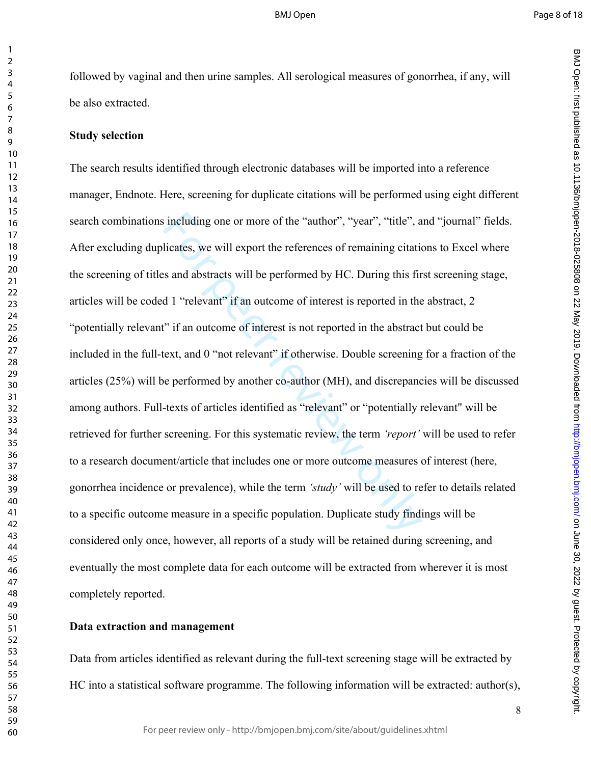followed by vaginal and then urine samples. All serological measures of gonorrhea, if any, will be also extracted.

### Study selection

The search results identified through electronic databases will be imported into a reference manager, Endnote. Here, screening for duplicate citations will be performed using eight different search combinations including one or more of the "author", "year", "title", and "journal" fields. After excluding duplicates, we will export the references of remaining citations to Excel where the screening of titles and abstracts will be performed by HC. During this first screening stage, articles will be coded 1 "relevant" if an outcome of interest is reported in the abstract, 2 "potentially relevant" if an outcome of interest is not reported in the abstract but could be included in the full-text, and 0 "not relevant" if otherwise. Double screening for a fraction of the articles (25%) will be performed by another co-author (MH), and discrepancies will be discussed among authors. Full-texts of articles identified as "relevant" or "potentially relevant" will be retrieved for further screening. For this systematic review, the term *'report'* will be used to refer to a research document/article that includes one or more outcome measures of interest (here, gonorrhea incidence or prevalence), while the term *'study'* will be used to refer to details related to a specific outcome measure in a specific population. Duplicate study findings will be considered only once, however, all reports of a study will be retained during screening, and eventually the most complete data for each outcome will be extracted from wherever it is most completely reported.

### Data extraction and management

Data from articles identified as relevant during the full-text screening stage will be extracted by HC into a statistical software programme. The following information will be extracted: author(s),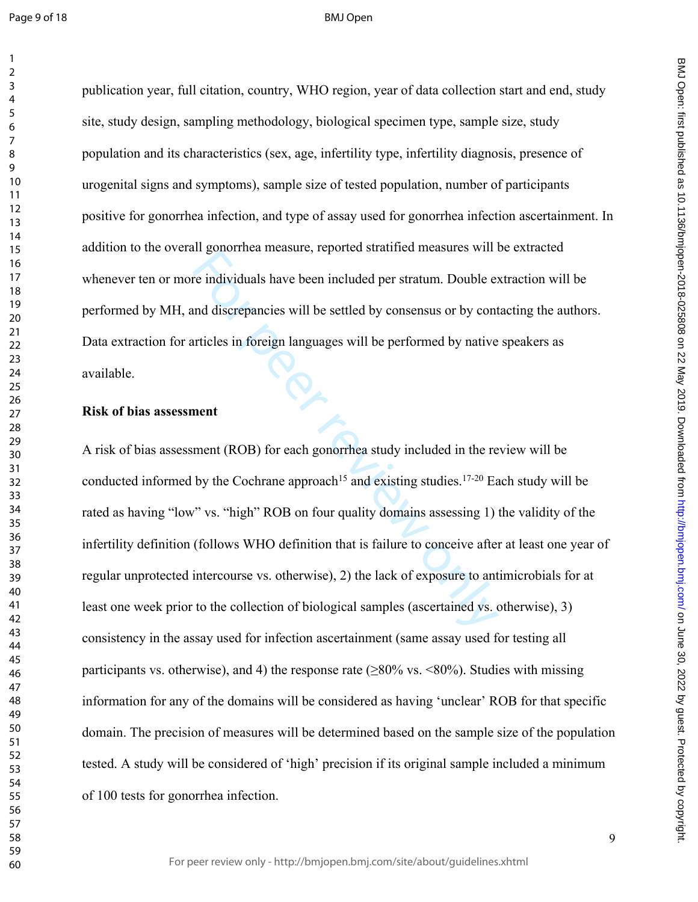publication year, full citation, country, WHO region, year of data collection start and end, study site, study design, sampling methodology, biological specimen type, sample size, study population and its characteristics (sex, age, infertility type, infertility diagnosis, presence of urogenital signs and symptoms), sample size of tested population, number of participants positive for gonorrhea infection, and type of assay used for gonorrhea infection ascertainment. In addition to the overall gonorrhea measure, reported stratified measures will be extracted whenever ten or more individuals have been included per stratum. Double extraction will be performed by MH, and discrepancies will be settled by consensus or by contacting the authors. Data extraction for articles in foreign languages will be performed by native speakers as available.

**Risk of bias assessment**

A risk of bias assessment (ROB) for each gonorrhea study included in the review will be conducted informed by the Cochrane approach[15] and existing studies.[17-20] Each study will be rated as having "low" vs. "high" ROB on four quality domains assessing 1) the validity of the infertility definition (follows WHO definition that is failure to conceive after at least one year of regular unprotected intercourse vs. otherwise), 2) the lack of exposure to antimicrobials for at least one week prior to the collection of biological samples (ascertained vs. otherwise), 3) consistency in the assay used for infection ascertainment (same assay used for testing all participants vs. otherwise), and 4) the response rate (≥80% vs. <80%). Studies with missing information for any of the domains will be considered as having 'unclear' ROB for that specific domain. The precision of measures will be determined based on the sample size of the population tested. A study will be considered of 'high' precision if its original sample included a minimum of 100 tests for gonorrhea infection.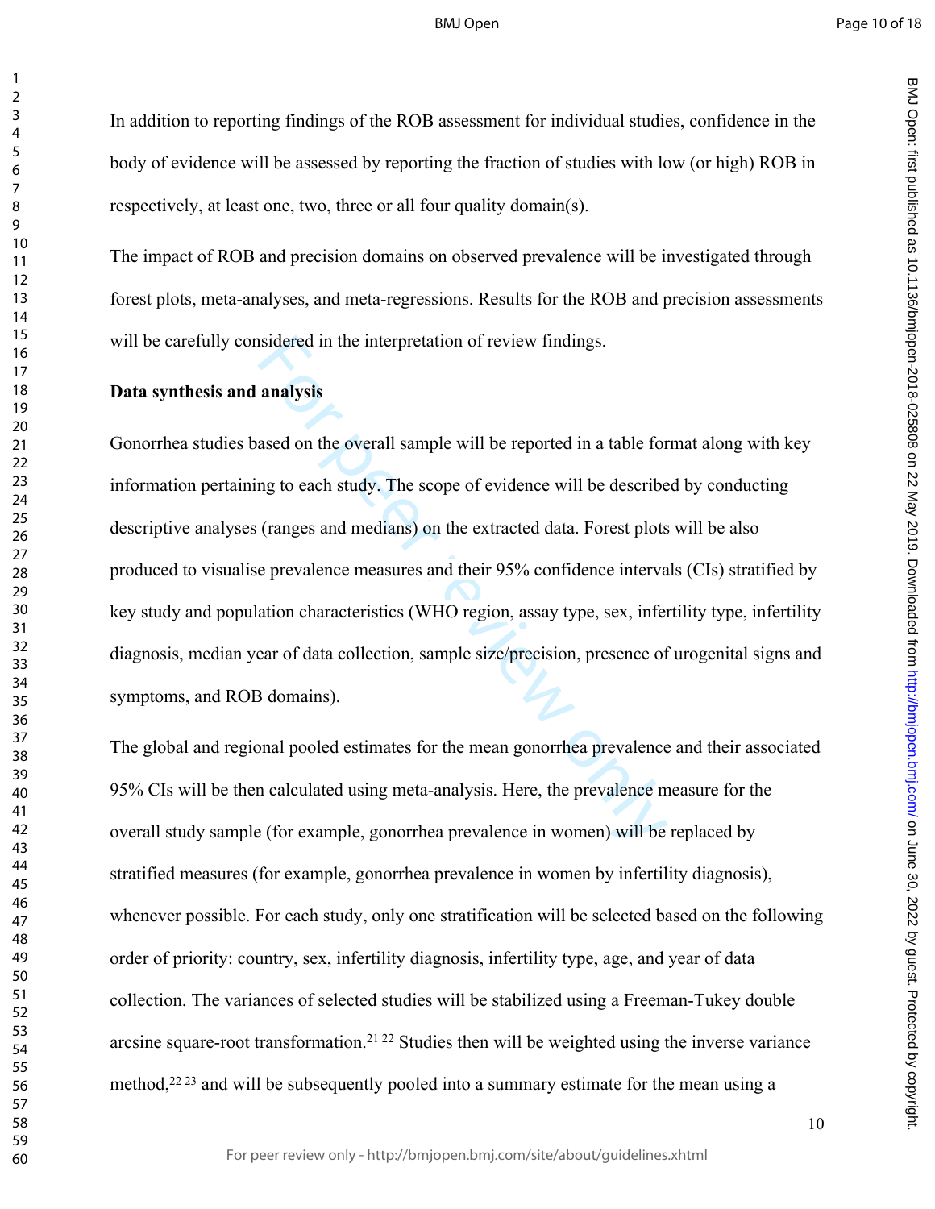In addition to reporting findings of the ROB assessment for individual studies, confidence in the body of evidence will be assessed by reporting the fraction of studies with low (or high) ROB in respectively, at least one, two, three or all four quality domain(s).

The impact of ROB and precision domains on observed prevalence will be investigated through forest plots, meta-analyses, and meta-regressions. Results for the ROB and precision assessments will be carefully considered in the interpretation of review findings.

**Data synthesis and analysis**

Gonorrhea studies based on the overall sample will be reported in a table format along with key information pertaining to each study. The scope of evidence will be described by conducting descriptive analyses (ranges and medians) on the extracted data. Forest plots will be also produced to visualise prevalence measures and their 95% confidence intervals (CIs) stratified by key study and population characteristics (WHO region, assay type, sex, infertility type, infertility diagnosis, median year of data collection, sample size/precision, presence of urogenital signs and symptoms, and ROB domains).

The global and regional pooled estimates for the mean gonorrhea prevalence and their associated 95% CIs will be then calculated using meta-analysis. Here, the prevalence measure for the overall study sample (for example, gonorrhea prevalence in women) will be replaced by stratified measures (for example, gonorrhea prevalence in women by infertility diagnosis), whenever possible. For each study, only one stratification will be selected based on the following order of priority: country, sex, infertility diagnosis, infertility type, age, and year of data collection. The variances of selected studies will be stabilized using a Freeman-Tukey double arcsine square-root transformation.[21 22] Studies then will be weighted using the inverse variance method,[22 23] and will be subsequently pooled into a summary estimate for the mean using a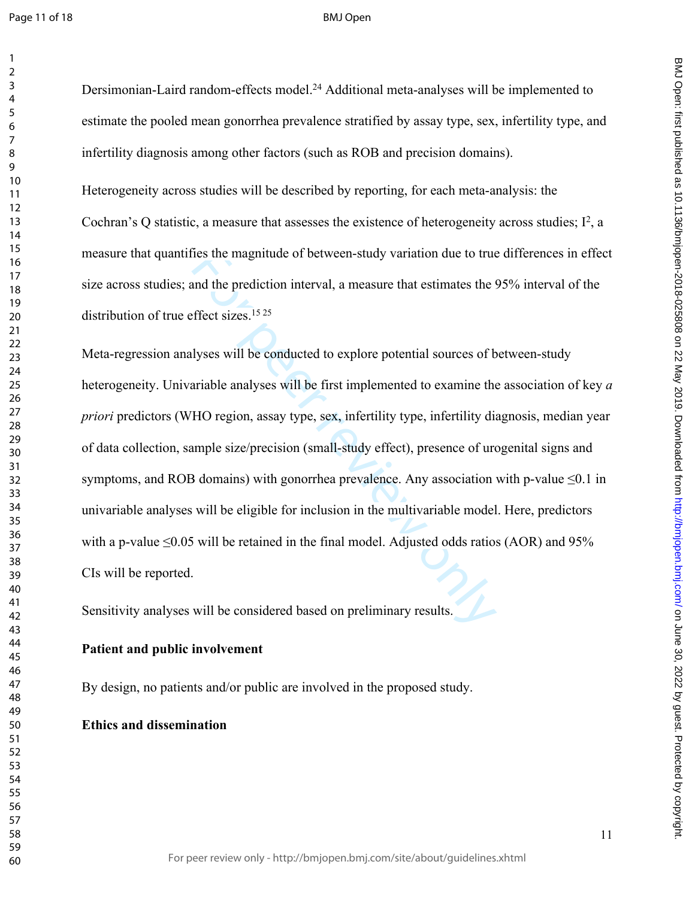Dersimonian-Laird random-effects model.[24] Additional meta-analyses will be implemented to estimate the pooled mean gonorrhea prevalence stratified by assay type, sex, infertility type, and infertility diagnosis among other factors (such as ROB and precision domains).

Heterogeneity across studies will be described by reporting, for each meta-analysis: the Cochran's Q statistic, a measure that assesses the existence of heterogeneity across studies; $I^2$, a measure that quantifies the magnitude of between-study variation due to true differences in effect size across studies; and the prediction interval, a measure that estimates the 95% interval of the distribution of true effect sizes.[15 25]

Meta-regression analyses will be conducted to explore potential sources of between-study heterogeneity. Univariable analyses will be first implemented to examine the association of key *a priori* predictors (WHO region, assay type, sex, infertility type, infertility diagnosis, median year of data collection, sample size/precision (small-study effect), presence of urogenital signs and symptoms, and ROB domains) with gonorrhea prevalence. Any association with p-value $\leq 0.1$ in univariable analyses will be eligible for inclusion in the multivariable model. Here, predictors with a p-value $\leq 0.05$ will be retained in the final model. Adjusted odds ratios (AOR) and 95% CIs will be reported.

Sensitivity analyses will be considered based on preliminary results.

**Patient and public involvement**

By design, no patients and/or public are involved in the proposed study.

**Ethics and dissemination**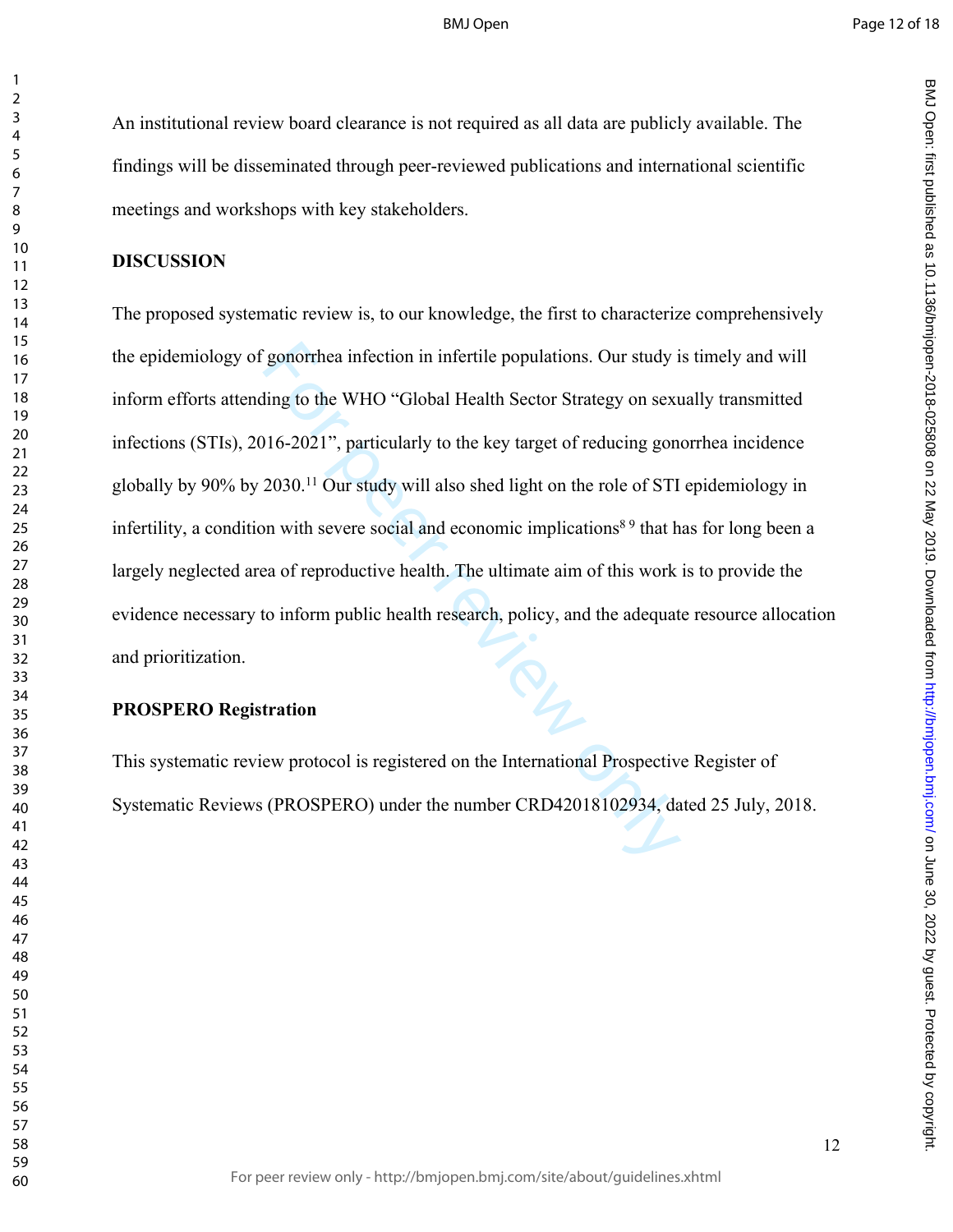An institutional review board clearance is not required as all data are publicly available. The findings will be disseminated through peer-reviewed publications and international scientific meetings and workshops with key stakeholders.

## DISCUSSION

The proposed systematic review is, to our knowledge, the first to characterize comprehensively the epidemiology of gonorrhea infection in infertile populations. Our study is timely and will inform efforts attending to the WHO "Global Health Sector Strategy on sexually transmitted infections (STIs), 2016-2021", particularly to the key target of reducing gonorrhea incidence globally by 90% by 2030.[11] Our study will also shed light on the role of STI epidemiology in infertility, a condition with severe social and economic implications[8 9] that has for long been a largely neglected area of reproductive health. The ultimate aim of this work is to provide the evidence necessary to inform public health research, policy, and the adequate resource allocation and prioritization.

## PROSPERO Registration

This systematic review protocol is registered on the International Prospective Register of Systematic Reviews (PROSPERO) under the number CRD42018102934, dated 25 July, 2018.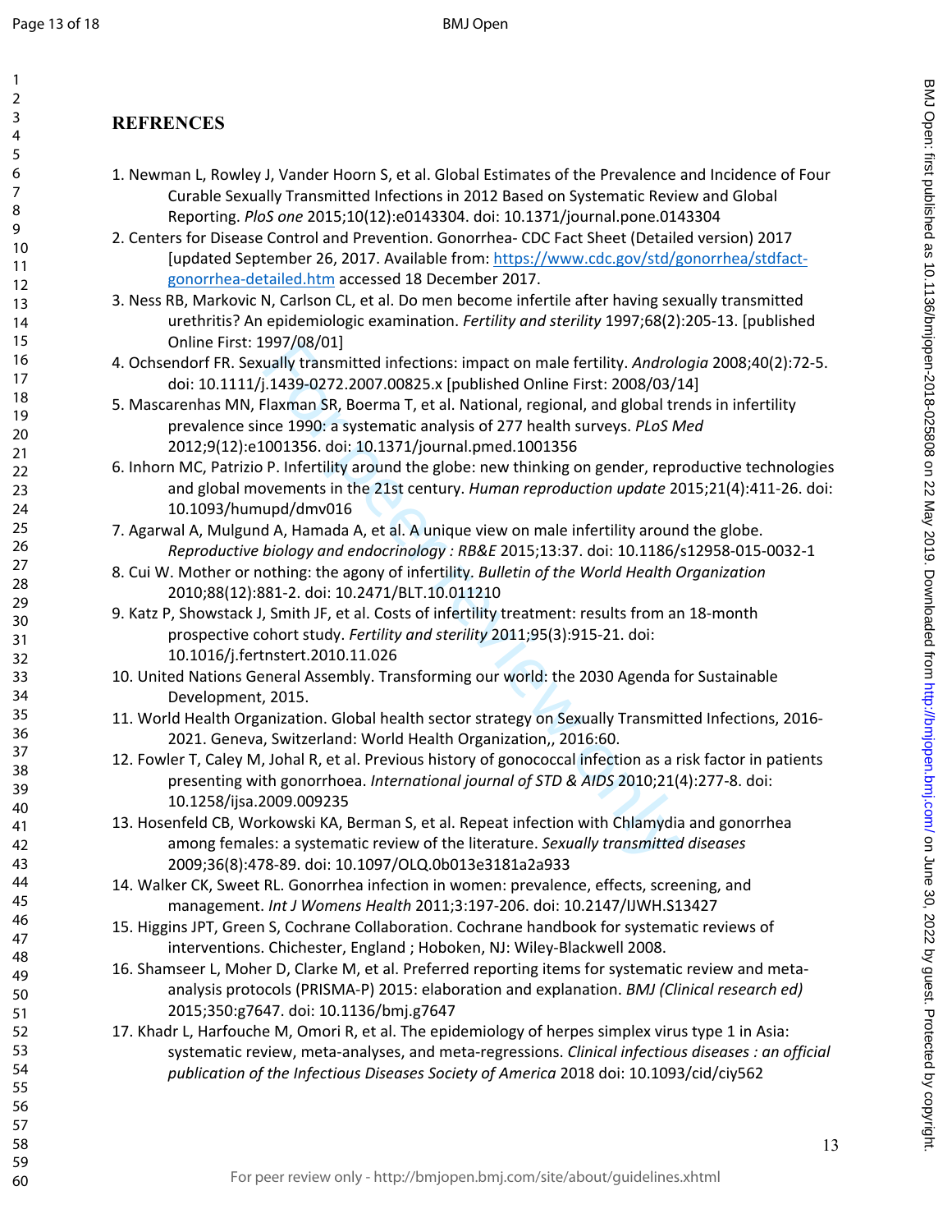# REFRENCES

1. Newman L, Rowley J, Vander Hoorn S, et al. Global Estimates of the Prevalence and Incidence of Four Curable Sexually Transmitted Infections in 2012 Based on Systematic Review and Global Reporting. *PloS one* 2015;10(12):e0143304. doi: 10.1371/journal.pone.0143304
2. Centers for Disease Control and Prevention. Gonorrhea- CDC Fact Sheet (Detailed version) 2017 [updated September 26, 2017. Available from: https://www.cdc.gov/std/gonorrhea/stdfact-gonorrhea-detailed.htm accessed 18 December 2017.
3. Ness RB, Markovic N, Carlson CL, et al. Do men become infertile after having sexually transmitted urethritis? An epidemiologic examination. *Fertility and sterility* 1997;68(2):205-13. [published Online First: 1997/08/01]
4. Ochsendorf FR. Sexually transmitted infections: impact on male fertility. *Andrologia* 2008;40(2):72-5. doi: 10.1111/j.1439-0272.2007.00825.x [published Online First: 2008/03/14]
5. Mascarenhas MN, Flaxman SR, Boerma T, et al. National, regional, and global trends in infertility prevalence since 1990: a systematic analysis of 277 health surveys. *PLoS Med* 2012;9(12):e1001356. doi: 10.1371/journal.pmed.1001356
6. Inhorn MC, Patrizio P. Infertility around the globe: new thinking on gender, reproductive technologies and global movements in the 21st century. *Human reproduction update* 2015;21(4):411-26. doi: 10.1093/humupd/dmv016
7. Agarwal A, Mulgund A, Hamada A, et al. A unique view on male infertility around the globe. *Reproductive biology and endocrinology : RB&E* 2015;13:37. doi: 10.1186/s12958-015-0032-1
8. Cui W. Mother or nothing: the agony of infertility. *Bulletin of the World Health Organization* 2010;88(12):881-2. doi: 10.2471/BLT.10.011210
9. Katz P, Showstack J, Smith JF, et al. Costs of infertility treatment: results from an 18-month prospective cohort study. *Fertility and sterility* 2011;95(3):915-21. doi: 10.1016/j.fertnstert.2010.11.026
10. United Nations General Assembly. Transforming our world: the 2030 Agenda for Sustainable Development, 2015.
11. World Health Organization. Global health sector strategy on Sexually Transmitted Infections, 2016-2021. Geneva, Switzerland: World Health Organization,, 2016:60.
12. Fowler T, Caley M, Johal R, et al. Previous history of gonococcal infection as a risk factor in patients presenting with gonorrhoea. *International journal of STD & AIDS* 2010;21(4):277-8. doi: 10.1258/ijsa.2009.009235
13. Hosenfeld CB, Workowski KA, Berman S, et al. Repeat infection with Chlamydia and gonorrhea among females: a systematic review of the literature. *Sexually transmitted diseases* 2009;36(8):478-89. doi: 10.1097/OLQ.0b013e3181a2a933
14. Walker CK, Sweet RL. Gonorrhea infection in women: prevalence, effects, screening, and management. *Int J Womens Health* 2011;3:197-206. doi: 10.2147/IJWH.S13427
15. Higgins JPT, Green S, Cochrane Collaboration. Cochrane handbook for systematic reviews of interventions. Chichester, England ; Hoboken, NJ: Wiley-Blackwell 2008.
16. Shamseer L, Moher D, Clarke M, et al. Preferred reporting items for systematic review and meta-analysis protocols (PRISMA-P) 2015: elaboration and explanation. *BMJ (Clinical research ed)* 2015;350:g7647. doi: 10.1136/bmj.g7647
17. Khadr L, Harfouche M, Omori R, et al. The epidemiology of herpes simplex virus type 1 in Asia: systematic review, meta-analyses, and meta-regressions. *Clinical infectious diseases : an official publication of the Infectious Diseases Society of America* 2018 doi: 10.1093/cid/ciy562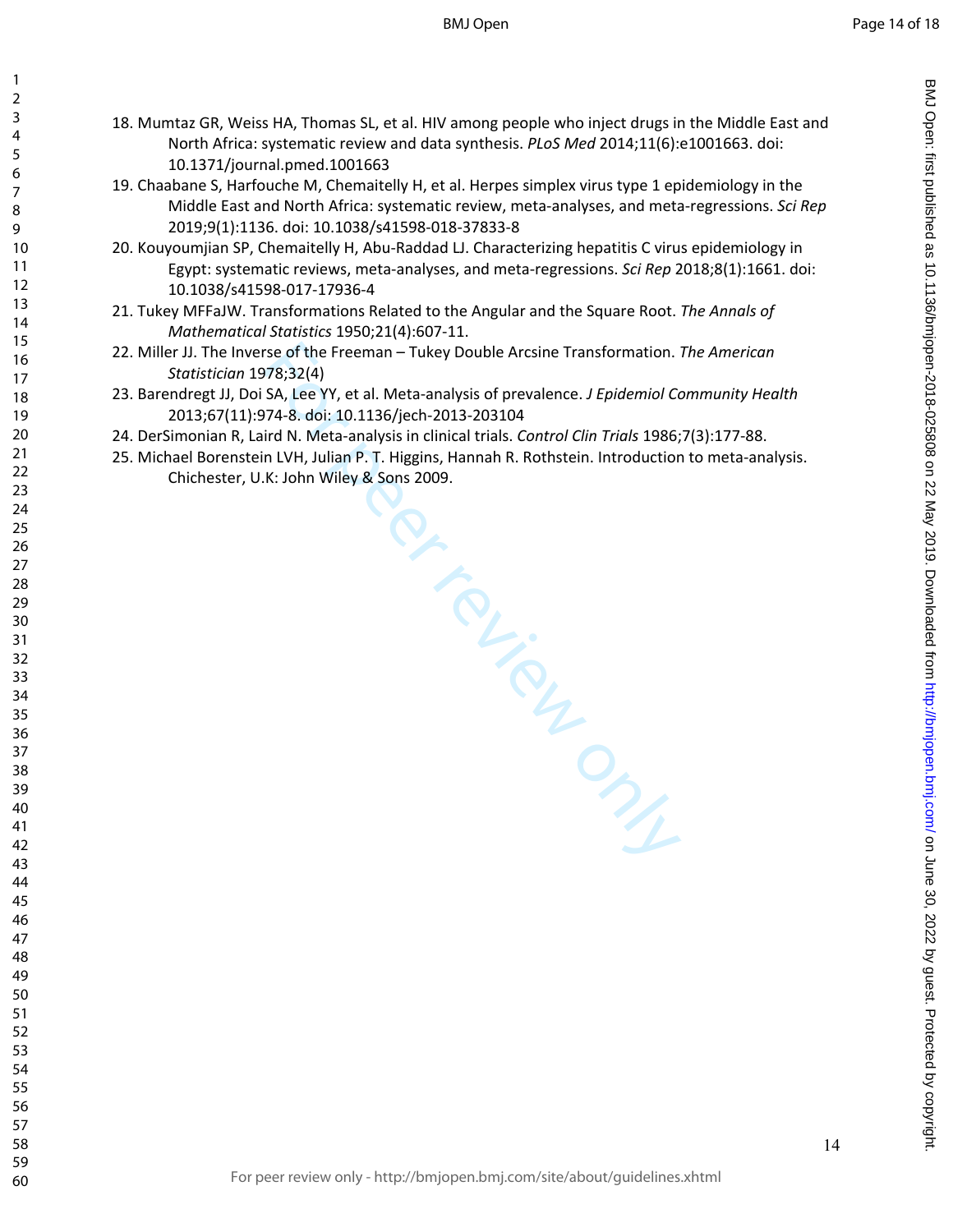18. Mumtaz GR, Weiss HA, Thomas SL, et al. HIV among people who inject drugs in the Middle East and North Africa: systematic review and data synthesis. *PLoS Med* 2014;11(6):e1001663. doi: 10.1371/journal.pmed.1001663
19. Chaabane S, Harfouche M, Chemaitelly H, et al. Herpes simplex virus type 1 epidemiology in the Middle East and North Africa: systematic review, meta-analyses, and meta-regressions. *Sci Rep* 2019;9(1):1136. doi: 10.1038/s41598-018-37833-8
20. Kouyoumjian SP, Chemaitelly H, Abu-Raddad LJ. Characterizing hepatitis C virus epidemiology in Egypt: systematic reviews, meta-analyses, and meta-regressions. *Sci Rep* 2018;8(1):1661. doi: 10.1038/s41598-017-17936-4
21. Tukey MFFaJW. Transformations Related to the Angular and the Square Root. *The Annals of Mathematical Statistics* 1950;21(4):607-11.
22. Miller JJ. The Inverse of the Freeman – Tukey Double Arcsine Transformation. *The American Statistician* 1978;32(4)
23. Barendregt JJ, Doi SA, Lee YY, et al. Meta-analysis of prevalence. *J Epidemiol Community Health* 2013;67(11):974-8. doi: 10.1136/jech-2013-203104
24. DerSimonian R, Laird N. Meta-analysis in clinical trials. *Control Clin Trials* 1986;7(3):177-88.
25. Michael Borenstein LVH, Julian P. T. Higgins, Hannah R. Rothstein. Introduction to meta-analysis. Chichester, U.K: John Wiley & Sons 2009.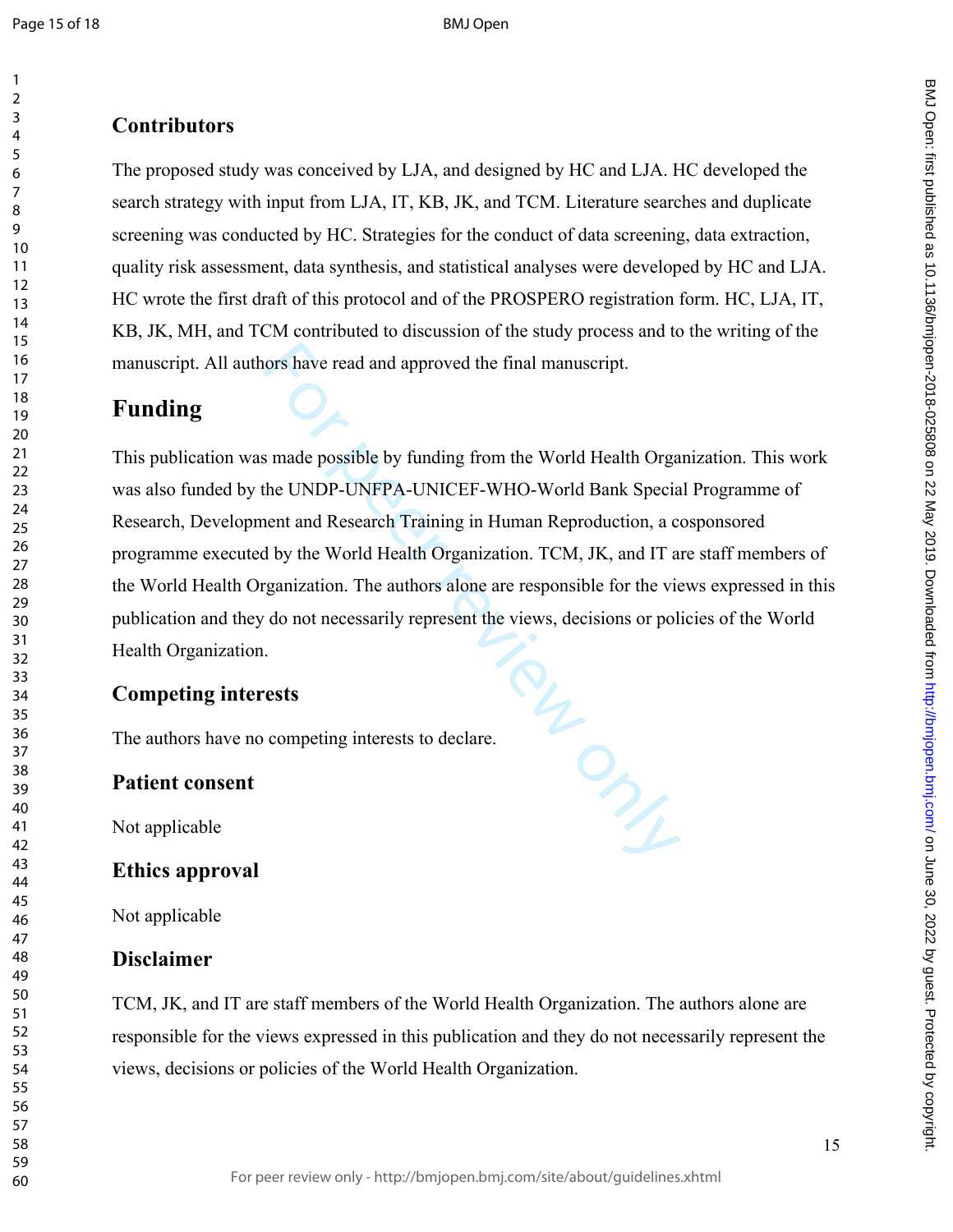## Contributors

The proposed study was conceived by LJA, and designed by HC and LJA. HC developed the search strategy with input from LJA, IT, KB, JK, and TCM. Literature searches and duplicate screening was conducted by HC. Strategies for the conduct of data screening, data extraction, quality risk assessment, data synthesis, and statistical analyses were developed by HC and LJA. HC wrote the first draft of this protocol and of the PROSPERO registration form. HC, LJA, IT, KB, JK, MH, and TCM contributed to discussion of the study process and to the writing of the manuscript. All authors have read and approved the final manuscript.

# Funding

This publication was made possible by funding from the World Health Organization. This work was also funded by the UNDP-UNFPA-UNICEF-WHO-World Bank Special Programme of Research, Development and Research Training in Human Reproduction, a cosponsored programme executed by the World Health Organization. TCM, JK, and IT are staff members of the World Health Organization. The authors alone are responsible for the views expressed in this publication and they do not necessarily represent the views, decisions or policies of the World Health Organization.

## Competing interests

The authors have no competing interests to declare.

## Patient consent

Not applicable

## Ethics approval

Not applicable

## Disclaimer

TCM, JK, and IT are staff members of the World Health Organization. The authors alone are responsible for the views expressed in this publication and they do not necessarily represent the views, decisions or policies of the World Health Organization.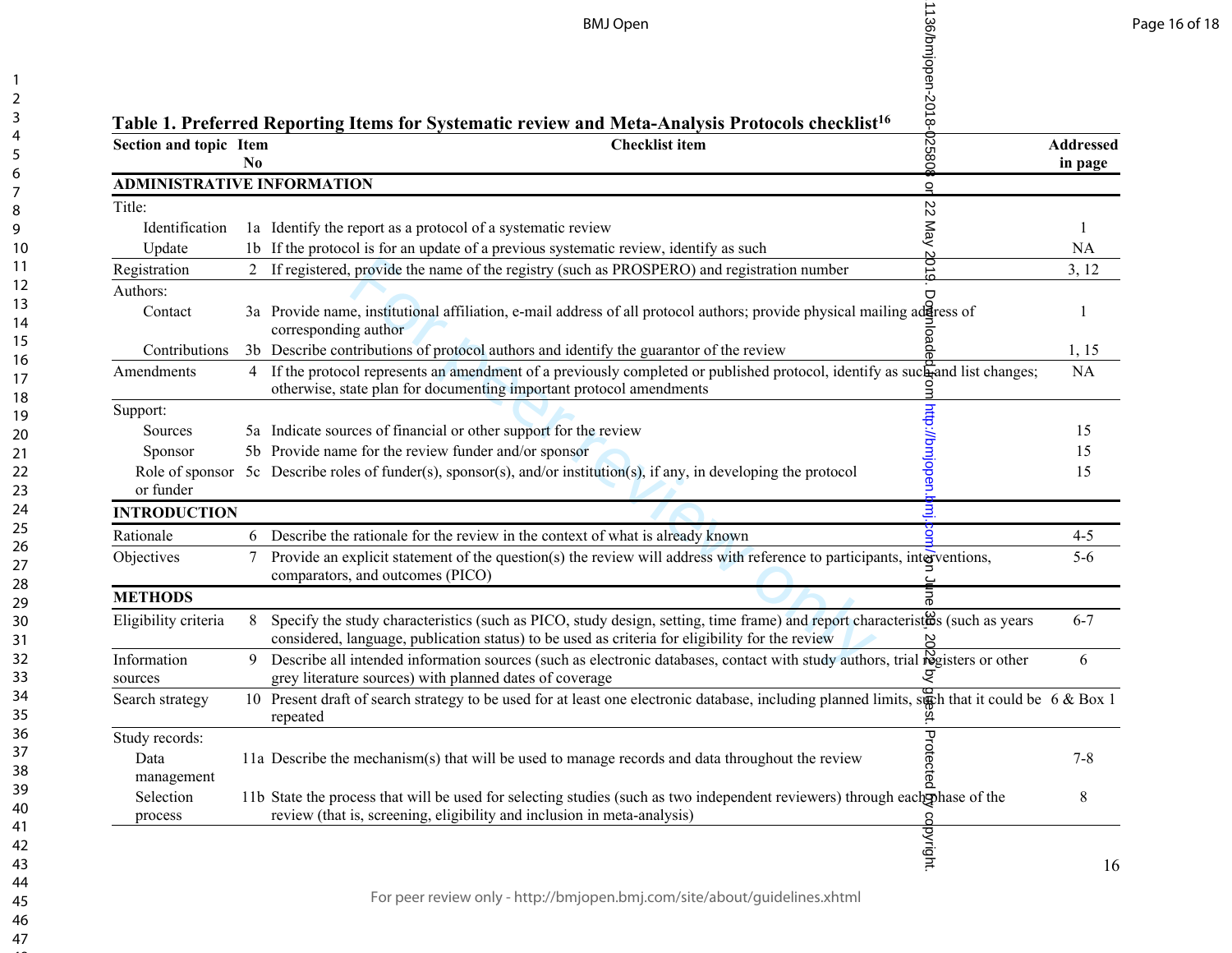**Table 1. Preferred Reporting Items for Systematic review and Meta-Analysis Protocols checklist[16]**

| Section and topic | Item No | Checklist item | Addressed in page |
|---|---|---|---|
| **ADMINISTRATIVE INFORMATION** | | | |
| Title: | | | |
| Identification | 1a | Identify the report as a protocol of a systematic review | 1 |
| Update | 1b | If the protocol is for an update of a previous systematic review, identify as such | NA |
| Registration | 2 | If registered, provide the name of the registry (such as PROSPERO) and registration number | 3, 12 |
| Authors: | | | |
| Contact | 3a | Provide name, institutional affiliation, e-mail address of all protocol authors; provide physical mailing address of corresponding author | 1 |
| Contributions | 3b | Describe contributions of protocol authors and identify the guarantor of the review | 1, 15 |
| Amendments | 4 | If the protocol represents an amendment of a previously completed or published protocol, identify as such and list changes; otherwise, state plan for documenting important protocol amendments | NA |
| Support: | | | |
| Sources | 5a | Indicate sources of financial or other support for the review | 15 |
| Sponsor | 5b | Provide name for the review funder and/or sponsor | 15 |
| Role of sponsor or funder | 5c | Describe roles of funder(s), sponsor(s), and/or institution(s), if any, in developing the protocol | 15 |
| **INTRODUCTION** | | | |
| Rationale | 6 | Describe the rationale for the review in the context of what is already known | 4-5 |
| Objectives | 7 | Provide an explicit statement of the question(s) the review will address with reference to participants, interventions, comparators, and outcomes (PICO) | 5-6 |
| **METHODS** | | | |
| Eligibility criteria | 8 | Specify the study characteristics (such as PICO, study design, setting, time frame) and report characteristics (such as years considered, language, publication status) to be used as criteria for eligibility for the review | 6-7 |
| Information sources | 9 | Describe all intended information sources (such as electronic databases, contact with study authors, trial registers or other grey literature sources) with planned dates of coverage | 6 |
| Search strategy | 10 | Present draft of search strategy to be used for at least one electronic database, including planned limits, such that it could be repeated | 6 & Box 1 |
| Study records: | | | |
| Data management | 11a | Describe the mechanism(s) that will be used to manage records and data throughout the review | 7-8 |
| Selection process | 11b | State the process that will be used for selecting studies (such as two independent reviewers) through each phase of the review (that is, screening, eligibility and inclusion in meta-analysis) | 8 |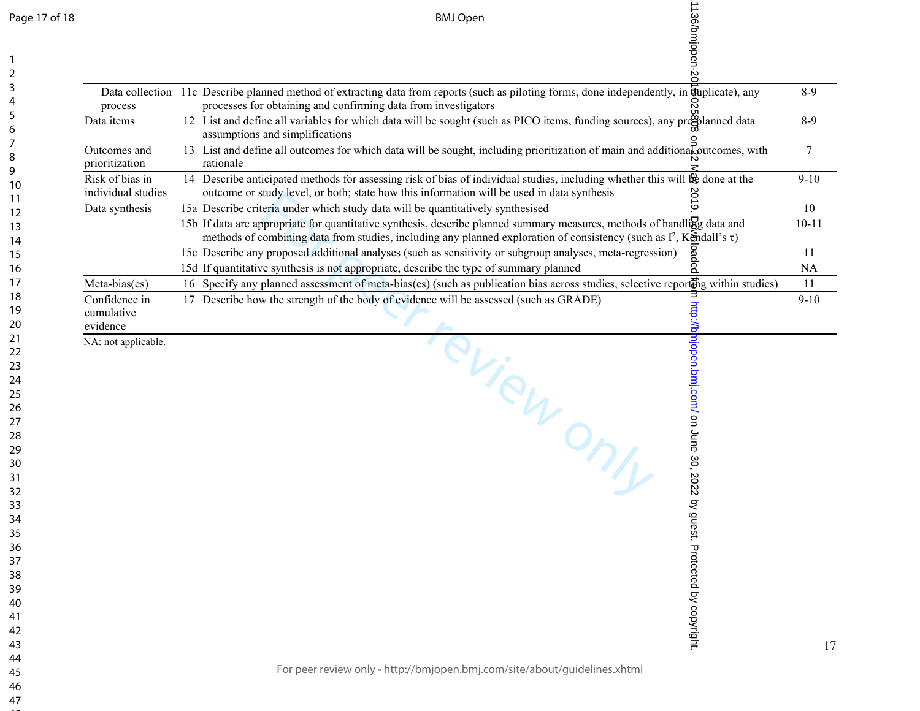| | | | |
|---|---|---|---|
| Data collection process | 11c | Describe planned method of extracting data from reports (such as piloting forms, done independently, in duplicate), any processes for obtaining and confirming data from investigators | 8-9 |
| Data items | 12 | List and define all variables for which data will be sought (such as PICO items, funding sources), any pre-planned data assumptions and simplifications | 8-9 |
| Outcomes and prioritization | 13 | List and define all outcomes for which data will be sought, including prioritization of main and additional outcomes, with rationale | 7 |
| Risk of bias in individual studies | 14 | Describe anticipated methods for assessing risk of bias of individual studies, including whether this will be done at the outcome or study level, or both; state how this information will be used in data synthesis | 9-10 |
| Data synthesis | 15a | Describe criteria under which study data will be quantitatively synthesised | 10 |
| | 15b | If data are appropriate for quantitative synthesis, describe planned summary measures, methods of handling data and methods of combining data from studies, including any planned exploration of consistency (such as $I^2$, Kendall's $\tau$) | 10-11 |
| | 15c | Describe any proposed additional analyses (such as sensitivity or subgroup analyses, meta-regression) | 11 |
| | 15d | If quantitative synthesis is not appropriate, describe the type of summary planned | NA |
| Meta-bias(es) | 16 | Specify any planned assessment of meta-bias(es) (such as publication bias across studies, selective reporting within studies) | 11 |
| Confidence in cumulative evidence | 17 | Describe how the strength of the body of evidence will be assessed (such as GRADE) | 9-10 |

NA: not applicable.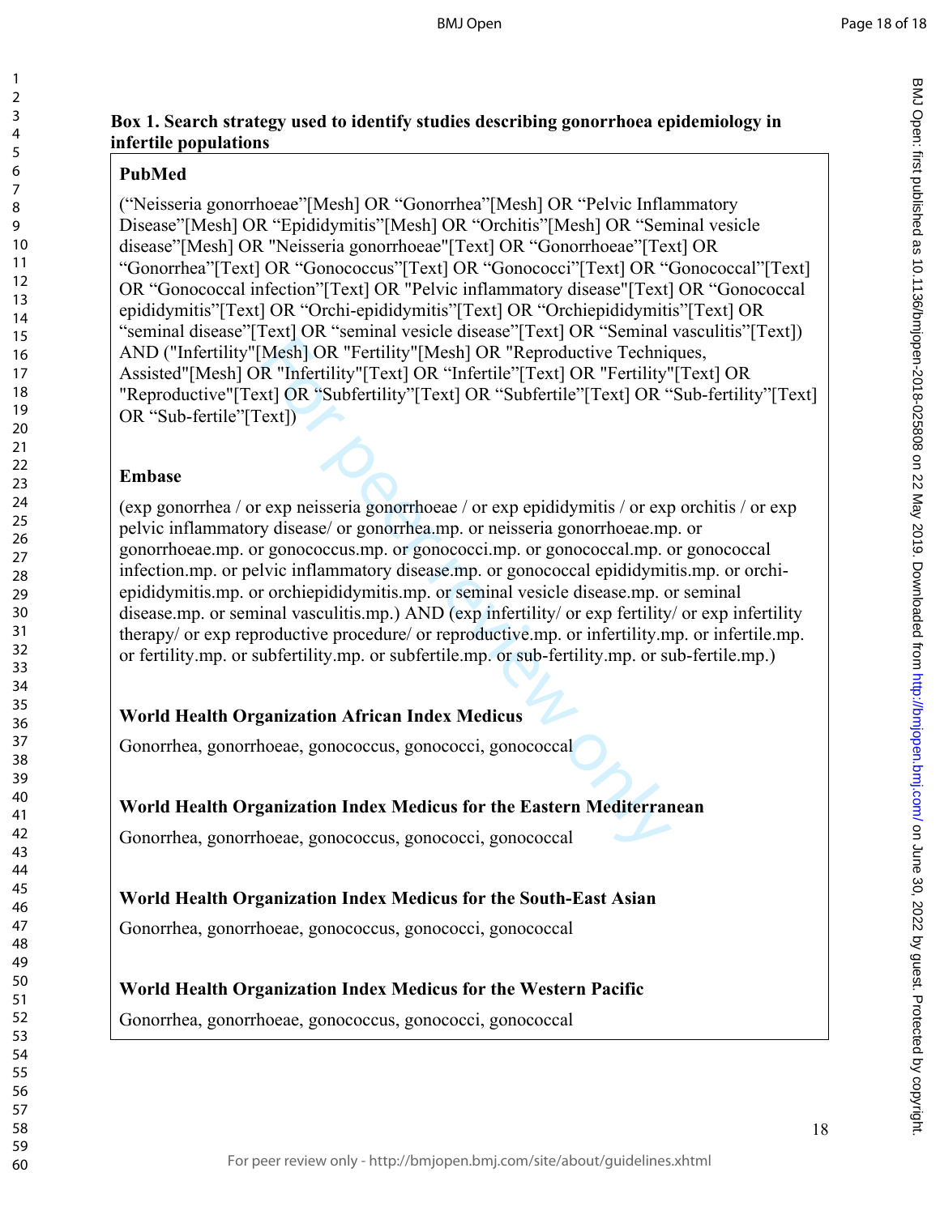**Box 1. Search strategy used to identify studies describing gonorrhoea epidemiology in infertile populations**

**PubMed**

(“Neisseria gonorrhoeae”[Mesh] OR “Gonorrhea”[Mesh] OR “Pelvic Inflammatory Disease”[Mesh] OR “Epididymitis”[Mesh] OR “Orchitis”[Mesh] OR “Seminal vesicle disease”[Mesh] OR "Neisseria gonorrhoeae"[Text] OR “Gonorrhoeae”[Text] OR “Gonorrhea”[Text] OR “Gonococcus”[Text] OR “Gonococci”[Text] OR “Gonococcal”[Text] OR “Gonococcal infection”[Text] OR "Pelvic inflammatory disease"[Text] OR “Gonococcal epididymitis”[Text] OR “Orchi-epididymitis”[Text] OR “Orchiepididymitis”[Text] OR “seminal disease”[Text] OR “seminal vesicle disease”[Text] OR “Seminal vasculitis”[Text]) AND ("Infertility"[Mesh] OR "Fertility"[Mesh] OR "Reproductive Techniques, Assisted"[Mesh] OR "Infertility"[Text] OR “Infertile”[Text] OR "Fertility"[Text] OR "Reproductive"[Text] OR “Subfertility”[Text] OR “Subfertile”[Text] OR “Sub-fertility”[Text] OR “Sub-fertile”[Text])

**Embase**

(exp gonorrhea / or exp neisseria gonorrhoeae / or exp epididymitis / or exp orchitis / or exp pelvic inflammatory disease/ or gonorrhea.mp. or neisseria gonorrhoeae.mp. or gonorrhoeae.mp. or gonococcus.mp. or gonococci.mp. or gonococcal.mp. or gonococcal infection.mp. or pelvic inflammatory disease.mp. or gonococcal epididymitis.mp. or orchi-epididymitis.mp. or orchiepididymitis.mp. or seminal vesicle disease.mp. or seminal disease.mp. or seminal vasculitis.mp.) AND (exp infertility/ or exp fertility/ or exp infertility therapy/ or exp reproductive procedure/ or reproductive.mp. or infertility.mp. or infertile.mp. or fertility.mp. or subfertility.mp. or subfertile.mp. or sub-fertility.mp. or sub-fertile.mp.)

**World Health Organization African Index Medicus**

Gonorrhea, gonorrhoeae, gonococcus, gonococci, gonococcal

**World Health Organization Index Medicus for the Eastern Mediterranean**

Gonorrhea, gonorrhoeae, gonococcus, gonococci, gonococcal

**World Health Organization Index Medicus for the South-East Asian**

Gonorrhea, gonorrhoeae, gonococcus, gonococci, gonococcal

**World Health Organization Index Medicus for the Western Pacific**

Gonorrhea, gonorrhoeae, gonococcus, gonococci, gonococcal